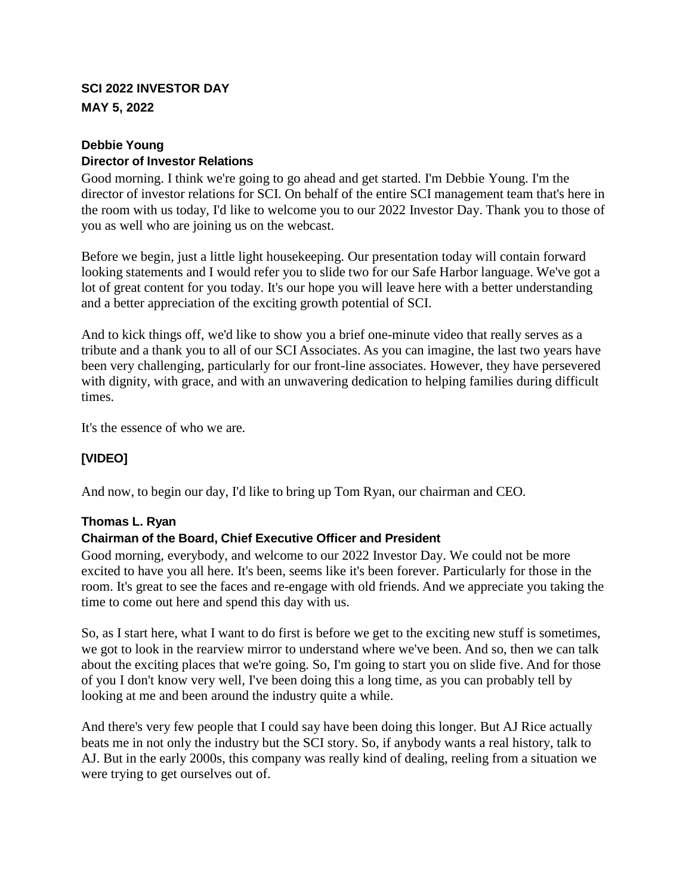# SCI 2022 INVESTOR DAY

**MAY 5, 2022**

**Debbie Young**
**Director of Investor Relations**

Good morning. I think we're going to go ahead and get started. I'm Debbie Young. I'm the director of investor relations for SCI. On behalf of the entire SCI management team that's here in the room with us today, I'd like to welcome you to our 2022 Investor Day. Thank you to those of you as well who are joining us on the webcast.

Before we begin, just a little light housekeeping. Our presentation today will contain forward looking statements and I would refer you to slide two for our Safe Harbor language. We've got a lot of great content for you today. It's our hope you will leave here with a better understanding and a better appreciation of the exciting growth potential of SCI.

And to kick things off, we'd like to show you a brief one-minute video that really serves as a tribute and a thank you to all of our SCI Associates. As you can imagine, the last two years have been very challenging, particularly for our front-line associates. However, they have persevered with dignity, with grace, and with an unwavering dedication to helping families during difficult times.

It's the essence of who we are.

**[VIDEO]**

And now, to begin our day, I'd like to bring up Tom Ryan, our chairman and CEO.

**Thomas L. Ryan**
**Chairman of the Board, Chief Executive Officer and President**

Good morning, everybody, and welcome to our 2022 Investor Day. We could not be more excited to have you all here. It's been, seems like it's been forever. Particularly for those in the room. It's great to see the faces and re-engage with old friends. And we appreciate you taking the time to come out here and spend this day with us.

So, as I start here, what I want to do first is before we get to the exciting new stuff is sometimes, we got to look in the rearview mirror to understand where we've been. And so, then we can talk about the exciting places that we're going. So, I'm going to start you on slide five. And for those of you I don't know very well, I've been doing this a long time, as you can probably tell by looking at me and been around the industry quite a while.

And there's very few people that I could say have been doing this longer. But AJ Rice actually beats me in not only the industry but the SCI story. So, if anybody wants a real history, talk to AJ. But in the early 2000s, this company was really kind of dealing, reeling from a situation we were trying to get ourselves out of.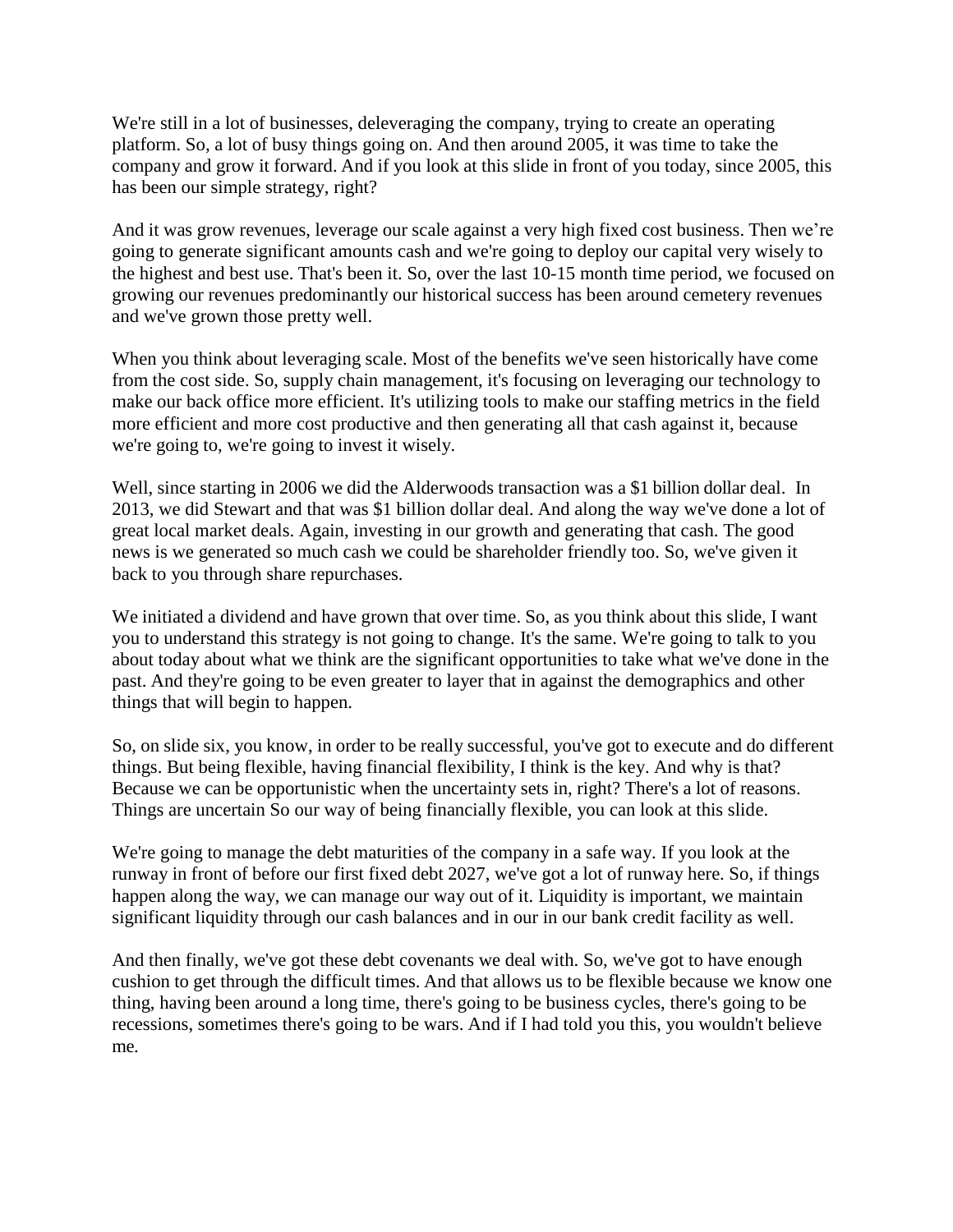We're still in a lot of businesses, deleveraging the company, trying to create an operating platform. So, a lot of busy things going on. And then around 2005, it was time to take the company and grow it forward. And if you look at this slide in front of you today, since 2005, this has been our simple strategy, right?

And it was grow revenues, leverage our scale against a very high fixed cost business. Then we're going to generate significant amounts cash and we're going to deploy our capital very wisely to the highest and best use. That's been it. So, over the last 10-15 month time period, we focused on growing our revenues predominantly our historical success has been around cemetery revenues and we've grown those pretty well.

When you think about leveraging scale. Most of the benefits we've seen historically have come from the cost side. So, supply chain management, it's focusing on leveraging our technology to make our back office more efficient. It's utilizing tools to make our staffing metrics in the field more efficient and more cost productive and then generating all that cash against it, because we're going to, we're going to invest it wisely.

Well, since starting in 2006 we did the Alderwoods transaction was a $1 billion dollar deal. In 2013, we did Stewart and that was $1 billion dollar deal. And along the way we've done a lot of great local market deals. Again, investing in our growth and generating that cash. The good news is we generated so much cash we could be shareholder friendly too. So, we've given it back to you through share repurchases.

We initiated a dividend and have grown that over time. So, as you think about this slide, I want you to understand this strategy is not going to change. It's the same. We're going to talk to you about today about what we think are the significant opportunities to take what we've done in the past. And they're going to be even greater to layer that in against the demographics and other things that will begin to happen.

So, on slide six, you know, in order to be really successful, you've got to execute and do different things. But being flexible, having financial flexibility, I think is the key. And why is that? Because we can be opportunistic when the uncertainty sets in, right? There's a lot of reasons. Things are uncertain So our way of being financially flexible, you can look at this slide.

We're going to manage the debt maturities of the company in a safe way. If you look at the runway in front of before our first fixed debt 2027, we've got a lot of runway here. So, if things happen along the way, we can manage our way out of it. Liquidity is important, we maintain significant liquidity through our cash balances and in our in our bank credit facility as well.

And then finally, we've got these debt covenants we deal with. So, we've got to have enough cushion to get through the difficult times. And that allows us to be flexible because we know one thing, having been around a long time, there's going to be business cycles, there's going to be recessions, sometimes there's going to be wars. And if I had told you this, you wouldn't believe me.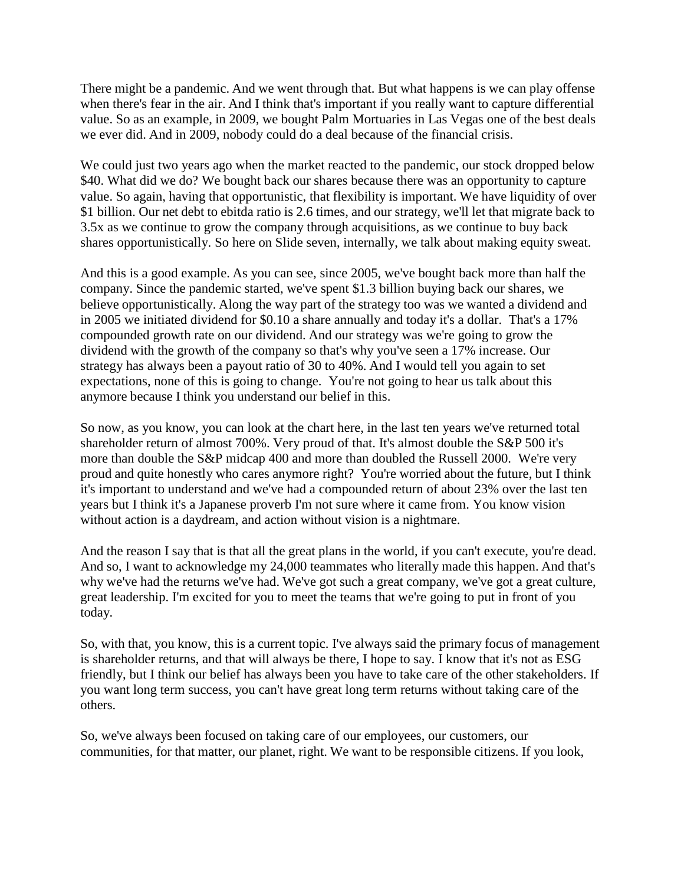There might be a pandemic. And we went through that. But what happens is we can play offense when there's fear in the air. And I think that's important if you really want to capture differential value. So as an example, in 2009, we bought Palm Mortuaries in Las Vegas one of the best deals we ever did. And in 2009, nobody could do a deal because of the financial crisis.

We could just two years ago when the market reacted to the pandemic, our stock dropped below $40. What did we do? We bought back our shares because there was an opportunity to capture value. So again, having that opportunistic, that flexibility is important. We have liquidity of over $1 billion. Our net debt to ebitda ratio is 2.6 times, and our strategy, we'll let that migrate back to 3.5x as we continue to grow the company through acquisitions, as we continue to buy back shares opportunistically. So here on Slide seven, internally, we talk about making equity sweat.

And this is a good example. As you can see, since 2005, we've bought back more than half the company. Since the pandemic started, we've spent $1.3 billion buying back our shares, we believe opportunistically. Along the way part of the strategy too was we wanted a dividend and in 2005 we initiated dividend for $0.10 a share annually and today it's a dollar. That's a 17% compounded growth rate on our dividend. And our strategy was we're going to grow the dividend with the growth of the company so that's why you've seen a 17% increase. Our strategy has always been a payout ratio of 30 to 40%. And I would tell you again to set expectations, none of this is going to change. You're not going to hear us talk about this anymore because I think you understand our belief in this.

So now, as you know, you can look at the chart here, in the last ten years we've returned total shareholder return of almost 700%. Very proud of that. It's almost double the S&P 500 it's more than double the S&P midcap 400 and more than doubled the Russell 2000. We're very proud and quite honestly who cares anymore right? You're worried about the future, but I think it's important to understand and we've had a compounded return of about 23% over the last ten years but I think it's a Japanese proverb I'm not sure where it came from. You know vision without action is a daydream, and action without vision is a nightmare.

And the reason I say that is that all the great plans in the world, if you can't execute, you're dead. And so, I want to acknowledge my 24,000 teammates who literally made this happen. And that's why we've had the returns we've had. We've got such a great company, we've got a great culture, great leadership. I'm excited for you to meet the teams that we're going to put in front of you today.

So, with that, you know, this is a current topic. I've always said the primary focus of management is shareholder returns, and that will always be there, I hope to say. I know that it's not as ESG friendly, but I think our belief has always been you have to take care of the other stakeholders. If you want long term success, you can't have great long term returns without taking care of the others.

So, we've always been focused on taking care of our employees, our customers, our communities, for that matter, our planet, right. We want to be responsible citizens. If you look,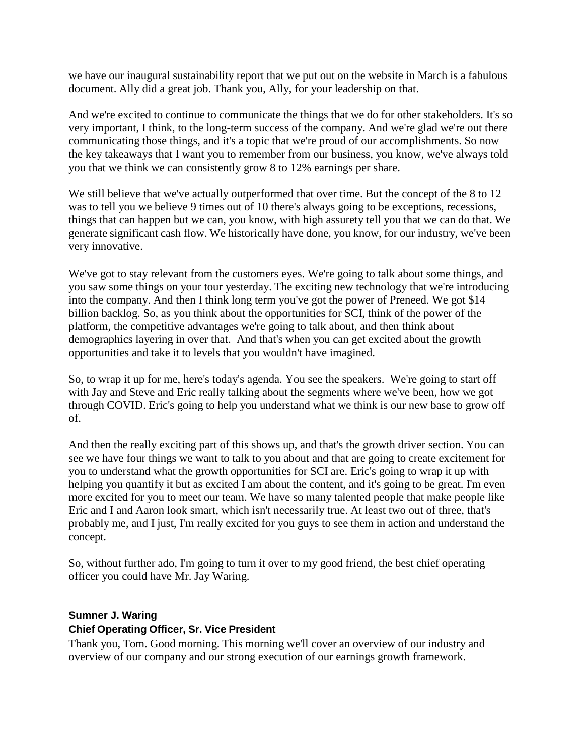we have our inaugural sustainability report that we put out on the website in March is a fabulous document. Ally did a great job. Thank you, Ally, for your leadership on that.

And we're excited to continue to communicate the things that we do for other stakeholders. It's so very important, I think, to the long-term success of the company. And we're glad we're out there communicating those things, and it's a topic that we're proud of our accomplishments. So now the key takeaways that I want you to remember from our business, you know, we've always told you that we think we can consistently grow 8 to 12% earnings per share.

We still believe that we've actually outperformed that over time. But the concept of the 8 to 12 was to tell you we believe 9 times out of 10 there's always going to be exceptions, recessions, things that can happen but we can, you know, with high assurety tell you that we can do that. We generate significant cash flow. We historically have done, you know, for our industry, we've been very innovative.

We've got to stay relevant from the customers eyes. We're going to talk about some things, and you saw some things on your tour yesterday. The exciting new technology that we're introducing into the company. And then I think long term you've got the power of Preneed. We got $14 billion backlog. So, as you think about the opportunities for SCI, think of the power of the platform, the competitive advantages we're going to talk about, and then think about demographics layering in over that. And that's when you can get excited about the growth opportunities and take it to levels that you wouldn't have imagined.

So, to wrap it up for me, here's today's agenda. You see the speakers. We're going to start off with Jay and Steve and Eric really talking about the segments where we've been, how we got through COVID. Eric's going to help you understand what we think is our new base to grow off of.

And then the really exciting part of this shows up, and that's the growth driver section. You can see we have four things we want to talk to you about and that are going to create excitement for you to understand what the growth opportunities for SCI are. Eric's going to wrap it up with helping you quantify it but as excited I am about the content, and it's going to be great. I'm even more excited for you to meet our team. We have so many talented people that make people like Eric and I and Aaron look smart, which isn't necessarily true. At least two out of three, that's probably me, and I just, I'm really excited for you guys to see them in action and understand the concept.

So, without further ado, I'm going to turn it over to my good friend, the best chief operating officer you could have Mr. Jay Waring.

**Sumner J. Waring**
**Chief Operating Officer, Sr. Vice President**

Thank you, Tom. Good morning. This morning we'll cover an overview of our industry and overview of our company and our strong execution of our earnings growth framework.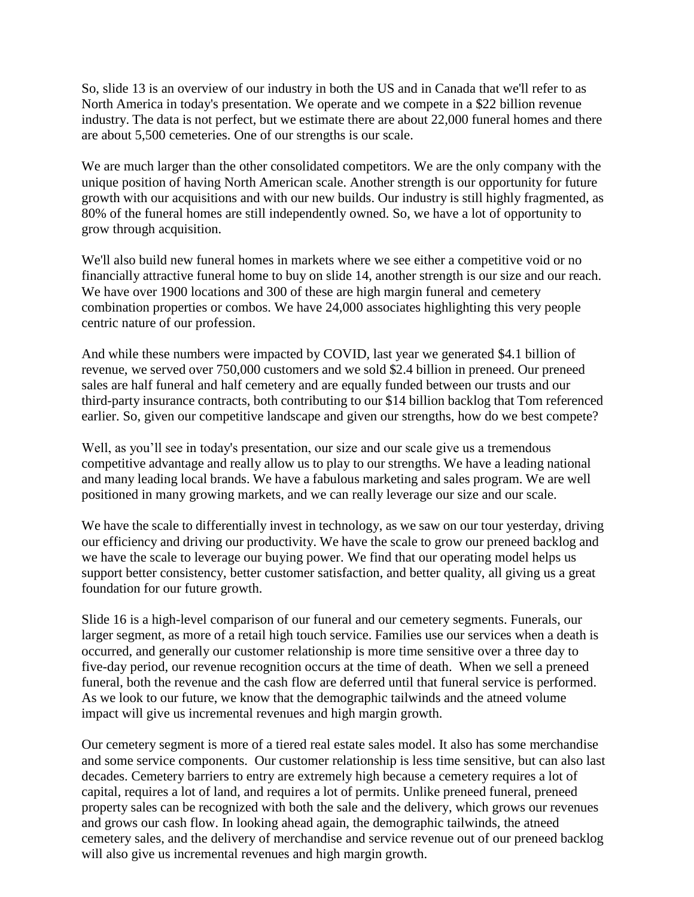So, slide 13 is an overview of our industry in both the US and in Canada that we'll refer to as North America in today's presentation. We operate and we compete in a $22 billion revenue industry. The data is not perfect, but we estimate there are about 22,000 funeral homes and there are about 5,500 cemeteries. One of our strengths is our scale.

We are much larger than the other consolidated competitors. We are the only company with the unique position of having North American scale. Another strength is our opportunity for future growth with our acquisitions and with our new builds. Our industry is still highly fragmented, as 80% of the funeral homes are still independently owned. So, we have a lot of opportunity to grow through acquisition.

We'll also build new funeral homes in markets where we see either a competitive void or no financially attractive funeral home to buy on slide 14, another strength is our size and our reach. We have over 1900 locations and 300 of these are high margin funeral and cemetery combination properties or combos. We have 24,000 associates highlighting this very people centric nature of our profession.

And while these numbers were impacted by COVID, last year we generated $4.1 billion of revenue, we served over 750,000 customers and we sold $2.4 billion in preneed. Our preneed sales are half funeral and half cemetery and are equally funded between our trusts and our third-party insurance contracts, both contributing to our $14 billion backlog that Tom referenced earlier. So, given our competitive landscape and given our strengths, how do we best compete?

Well, as you'll see in today's presentation, our size and our scale give us a tremendous competitive advantage and really allow us to play to our strengths. We have a leading national and many leading local brands. We have a fabulous marketing and sales program. We are well positioned in many growing markets, and we can really leverage our size and our scale.

We have the scale to differentially invest in technology, as we saw on our tour yesterday, driving our efficiency and driving our productivity. We have the scale to grow our preneed backlog and we have the scale to leverage our buying power. We find that our operating model helps us support better consistency, better customer satisfaction, and better quality, all giving us a great foundation for our future growth.

Slide 16 is a high-level comparison of our funeral and our cemetery segments. Funerals, our larger segment, as more of a retail high touch service. Families use our services when a death is occurred, and generally our customer relationship is more time sensitive over a three day to five-day period, our revenue recognition occurs at the time of death. When we sell a preneed funeral, both the revenue and the cash flow are deferred until that funeral service is performed. As we look to our future, we know that the demographic tailwinds and the atneed volume impact will give us incremental revenues and high margin growth.

Our cemetery segment is more of a tiered real estate sales model. It also has some merchandise and some service components. Our customer relationship is less time sensitive, but can also last decades. Cemetery barriers to entry are extremely high because a cemetery requires a lot of capital, requires a lot of land, and requires a lot of permits. Unlike preneed funeral, preneed property sales can be recognized with both the sale and the delivery, which grows our revenues and grows our cash flow. In looking ahead again, the demographic tailwinds, the atneed cemetery sales, and the delivery of merchandise and service revenue out of our preneed backlog will also give us incremental revenues and high margin growth.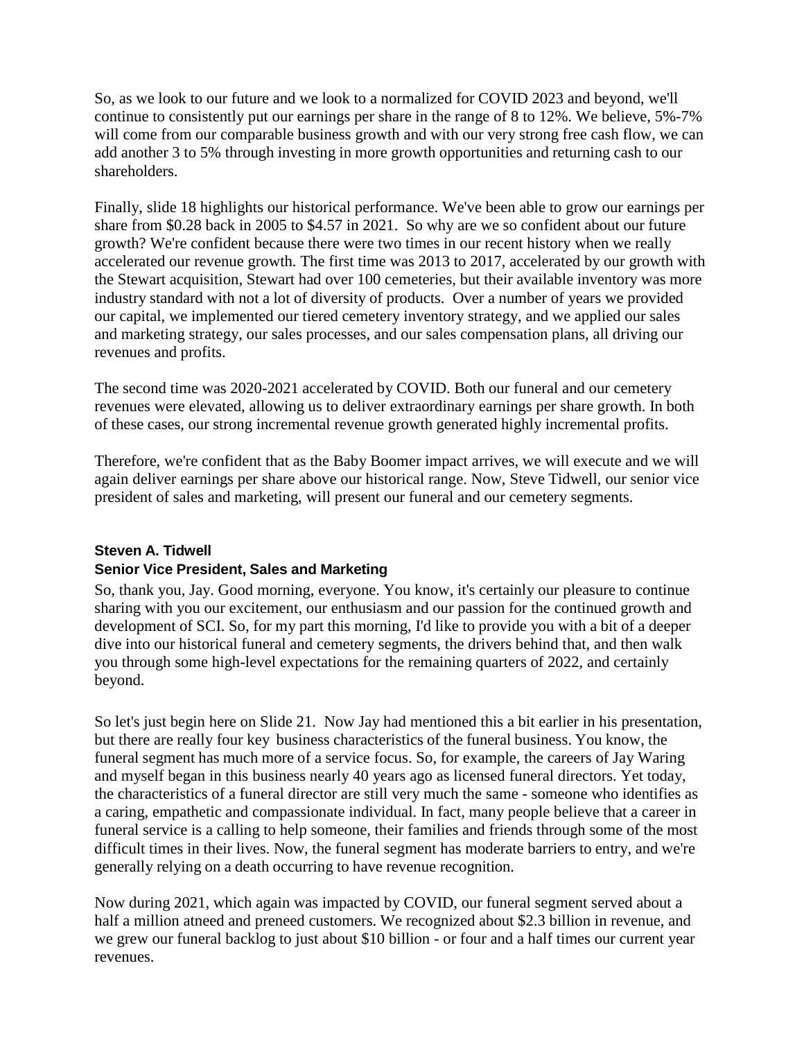So, as we look to our future and we look to a normalized for COVID 2023 and beyond, we'll continue to consistently put our earnings per share in the range of 8 to 12%. We believe, 5%-7% will come from our comparable business growth and with our very strong free cash flow, we can add another 3 to 5% through investing in more growth opportunities and returning cash to our shareholders.

Finally, slide 18 highlights our historical performance. We've been able to grow our earnings per share from $0.28 back in 2005 to $4.57 in 2021. So why are we so confident about our future growth? We're confident because there were two times in our recent history when we really accelerated our revenue growth. The first time was 2013 to 2017, accelerated by our growth with the Stewart acquisition, Stewart had over 100 cemeteries, but their available inventory was more industry standard with not a lot of diversity of products. Over a number of years we provided our capital, we implemented our tiered cemetery inventory strategy, and we applied our sales and marketing strategy, our sales processes, and our sales compensation plans, all driving our revenues and profits.

The second time was 2020-2021 accelerated by COVID. Both our funeral and our cemetery revenues were elevated, allowing us to deliver extraordinary earnings per share growth. In both of these cases, our strong incremental revenue growth generated highly incremental profits.

Therefore, we're confident that as the Baby Boomer impact arrives, we will execute and we will again deliver earnings per share above our historical range. Now, Steve Tidwell, our senior vice president of sales and marketing, will present our funeral and our cemetery segments.

**Steven A. Tidwell**
**Senior Vice President, Sales and Marketing**

So, thank you, Jay. Good morning, everyone. You know, it's certainly our pleasure to continue sharing with you our excitement, our enthusiasm and our passion for the continued growth and development of SCI. So, for my part this morning, I'd like to provide you with a bit of a deeper dive into our historical funeral and cemetery segments, the drivers behind that, and then walk you through some high-level expectations for the remaining quarters of 2022, and certainly beyond.

So let's just begin here on Slide 21. Now Jay had mentioned this a bit earlier in his presentation, but there are really four key business characteristics of the funeral business. You know, the funeral segment has much more of a service focus. So, for example, the careers of Jay Waring and myself began in this business nearly 40 years ago as licensed funeral directors. Yet today, the characteristics of a funeral director are still very much the same - someone who identifies as a caring, empathetic and compassionate individual. In fact, many people believe that a career in funeral service is a calling to help someone, their families and friends through some of the most difficult times in their lives. Now, the funeral segment has moderate barriers to entry, and we're generally relying on a death occurring to have revenue recognition.

Now during 2021, which again was impacted by COVID, our funeral segment served about a half a million atneed and preneed customers. We recognized about $2.3 billion in revenue, and we grew our funeral backlog to just about $10 billion - or four and a half times our current year revenues.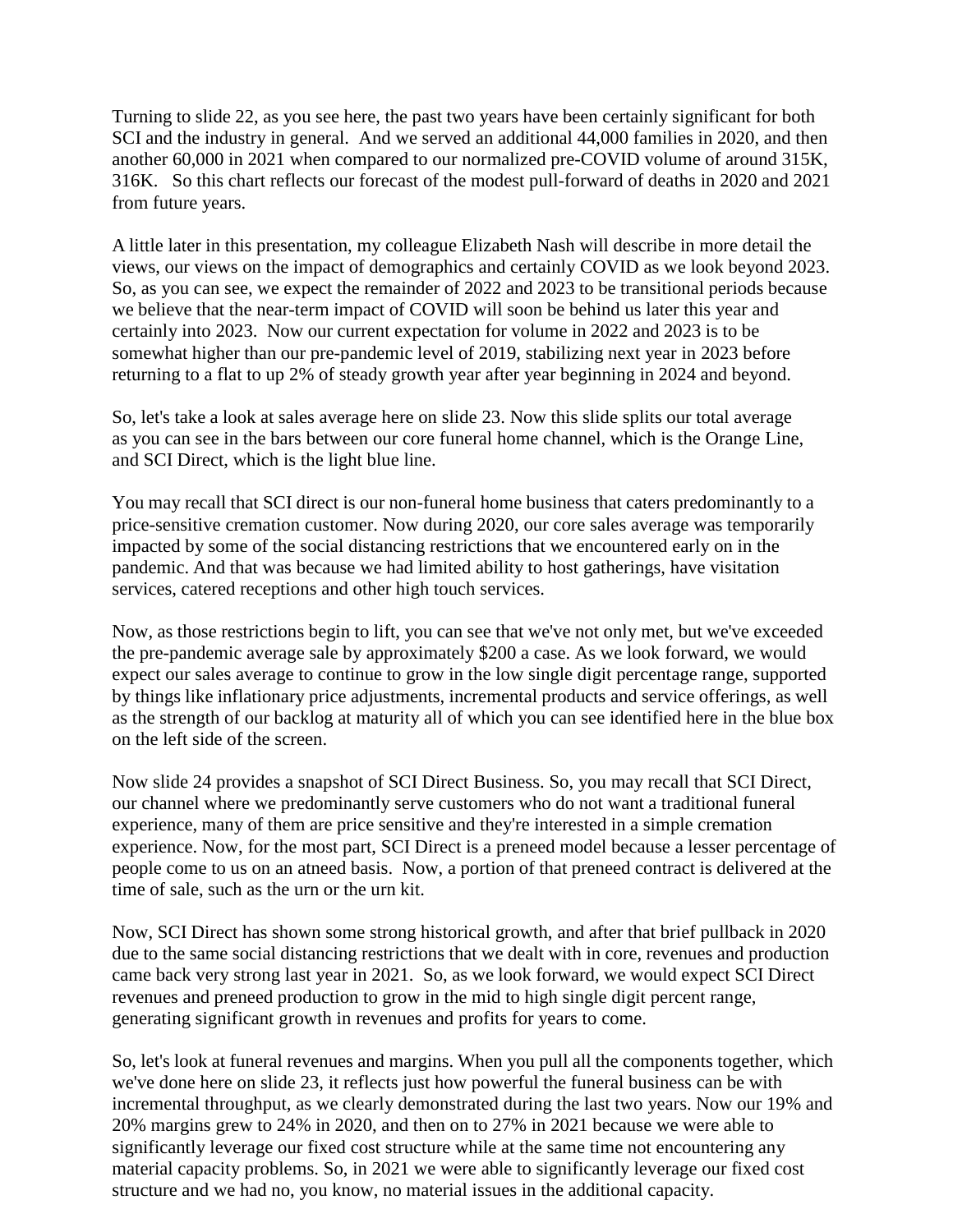Turning to slide 22, as you see here, the past two years have been certainly significant for both SCI and the industry in general. And we served an additional 44,000 families in 2020, and then another 60,000 in 2021 when compared to our normalized pre-COVID volume of around 315K, 316K. So this chart reflects our forecast of the modest pull-forward of deaths in 2020 and 2021 from future years.

A little later in this presentation, my colleague Elizabeth Nash will describe in more detail the views, our views on the impact of demographics and certainly COVID as we look beyond 2023. So, as you can see, we expect the remainder of 2022 and 2023 to be transitional periods because we believe that the near-term impact of COVID will soon be behind us later this year and certainly into 2023. Now our current expectation for volume in 2022 and 2023 is to be somewhat higher than our pre-pandemic level of 2019, stabilizing next year in 2023 before returning to a flat to up 2% of steady growth year after year beginning in 2024 and beyond.

So, let's take a look at sales average here on slide 23. Now this slide splits our total average as you can see in the bars between our core funeral home channel, which is the Orange Line, and SCI Direct, which is the light blue line.

You may recall that SCI direct is our non-funeral home business that caters predominantly to a price-sensitive cremation customer. Now during 2020, our core sales average was temporarily impacted by some of the social distancing restrictions that we encountered early on in the pandemic. And that was because we had limited ability to host gatherings, have visitation services, catered receptions and other high touch services.

Now, as those restrictions begin to lift, you can see that we've not only met, but we've exceeded the pre-pandemic average sale by approximately $200 a case. As we look forward, we would expect our sales average to continue to grow in the low single digit percentage range, supported by things like inflationary price adjustments, incremental products and service offerings, as well as the strength of our backlog at maturity all of which you can see identified here in the blue box on the left side of the screen.

Now slide 24 provides a snapshot of SCI Direct Business. So, you may recall that SCI Direct, our channel where we predominantly serve customers who do not want a traditional funeral experience, many of them are price sensitive and they're interested in a simple cremation experience. Now, for the most part, SCI Direct is a preneed model because a lesser percentage of people come to us on an atneed basis. Now, a portion of that preneed contract is delivered at the time of sale, such as the urn or the urn kit.

Now, SCI Direct has shown some strong historical growth, and after that brief pullback in 2020 due to the same social distancing restrictions that we dealt with in core, revenues and production came back very strong last year in 2021. So, as we look forward, we would expect SCI Direct revenues and preneed production to grow in the mid to high single digit percent range, generating significant growth in revenues and profits for years to come.

So, let's look at funeral revenues and margins. When you pull all the components together, which we've done here on slide 23, it reflects just how powerful the funeral business can be with incremental throughput, as we clearly demonstrated during the last two years. Now our 19% and 20% margins grew to 24% in 2020, and then on to 27% in 2021 because we were able to significantly leverage our fixed cost structure while at the same time not encountering any material capacity problems. So, in 2021 we were able to significantly leverage our fixed cost structure and we had no, you know, no material issues in the additional capacity.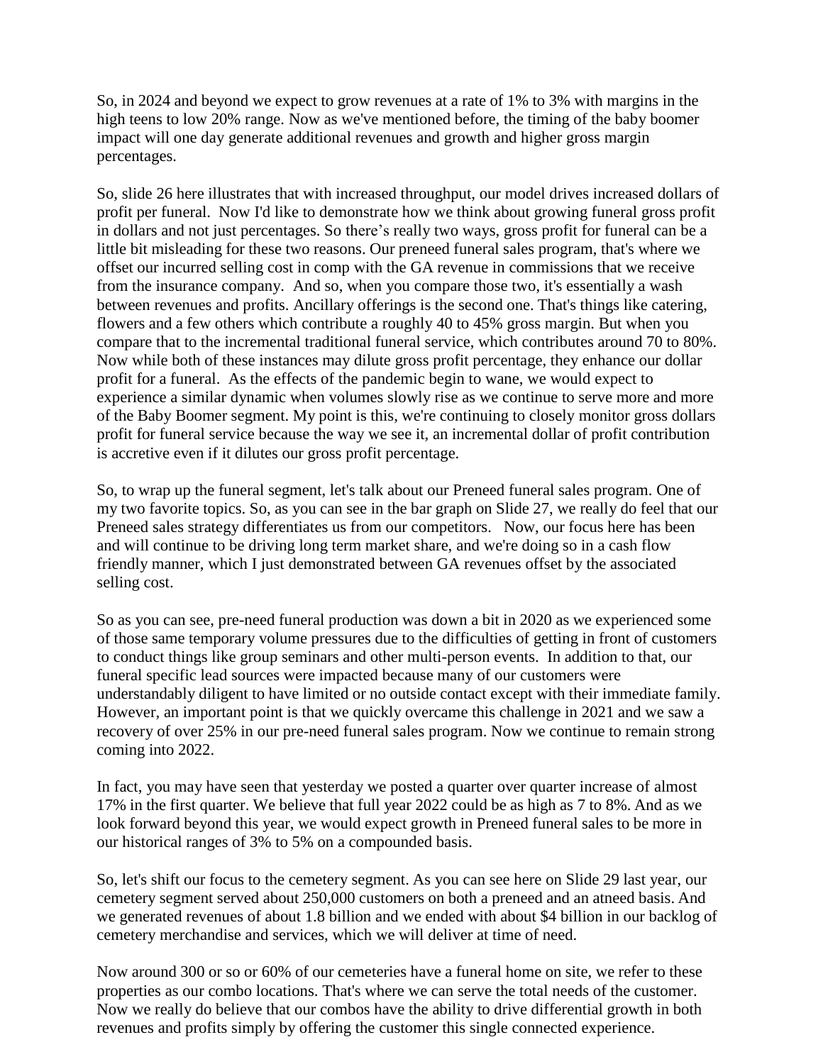So, in 2024 and beyond we expect to grow revenues at a rate of 1% to 3% with margins in the high teens to low 20% range. Now as we've mentioned before, the timing of the baby boomer impact will one day generate additional revenues and growth and higher gross margin percentages.

So, slide 26 here illustrates that with increased throughput, our model drives increased dollars of profit per funeral. Now I'd like to demonstrate how we think about growing funeral gross profit in dollars and not just percentages. So there's really two ways, gross profit for funeral can be a little bit misleading for these two reasons. Our preneed funeral sales program, that's where we offset our incurred selling cost in comp with the GA revenue in commissions that we receive from the insurance company. And so, when you compare those two, it's essentially a wash between revenues and profits. Ancillary offerings is the second one. That's things like catering, flowers and a few others which contribute a roughly 40 to 45% gross margin. But when you compare that to the incremental traditional funeral service, which contributes around 70 to 80%. Now while both of these instances may dilute gross profit percentage, they enhance our dollar profit for a funeral. As the effects of the pandemic begin to wane, we would expect to experience a similar dynamic when volumes slowly rise as we continue to serve more and more of the Baby Boomer segment. My point is this, we're continuing to closely monitor gross dollars profit for funeral service because the way we see it, an incremental dollar of profit contribution is accretive even if it dilutes our gross profit percentage.

So, to wrap up the funeral segment, let's talk about our Preneed funeral sales program. One of my two favorite topics. So, as you can see in the bar graph on Slide 27, we really do feel that our Preneed sales strategy differentiates us from our competitors. Now, our focus here has been and will continue to be driving long term market share, and we're doing so in a cash flow friendly manner, which I just demonstrated between GA revenues offset by the associated selling cost.

So as you can see, pre-need funeral production was down a bit in 2020 as we experienced some of those same temporary volume pressures due to the difficulties of getting in front of customers to conduct things like group seminars and other multi-person events. In addition to that, our funeral specific lead sources were impacted because many of our customers were understandably diligent to have limited or no outside contact except with their immediate family. However, an important point is that we quickly overcame this challenge in 2021 and we saw a recovery of over 25% in our pre-need funeral sales program. Now we continue to remain strong coming into 2022.

In fact, you may have seen that yesterday we posted a quarter over quarter increase of almost 17% in the first quarter. We believe that full year 2022 could be as high as 7 to 8%. And as we look forward beyond this year, we would expect growth in Preneed funeral sales to be more in our historical ranges of 3% to 5% on a compounded basis.

So, let's shift our focus to the cemetery segment. As you can see here on Slide 29 last year, our cemetery segment served about 250,000 customers on both a preneed and an atneed basis. And we generated revenues of about 1.8 billion and we ended with about $4 billion in our backlog of cemetery merchandise and services, which we will deliver at time of need.

Now around 300 or so or 60% of our cemeteries have a funeral home on site, we refer to these properties as our combo locations. That's where we can serve the total needs of the customer. Now we really do believe that our combos have the ability to drive differential growth in both revenues and profits simply by offering the customer this single connected experience.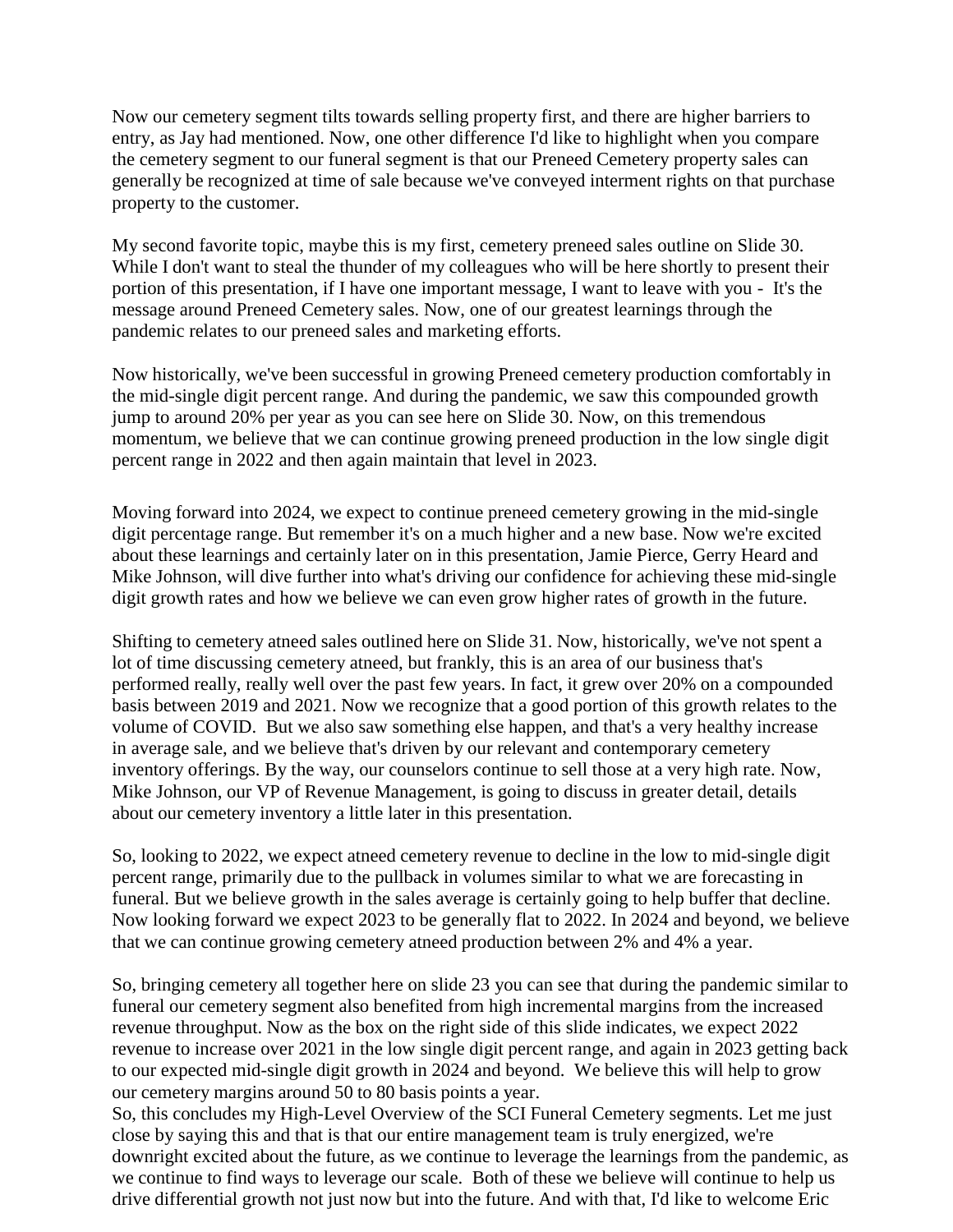Now our cemetery segment tilts towards selling property first, and there are higher barriers to entry, as Jay had mentioned. Now, one other difference I'd like to highlight when you compare the cemetery segment to our funeral segment is that our Preneed Cemetery property sales can generally be recognized at time of sale because we've conveyed interment rights on that purchase property to the customer.

My second favorite topic, maybe this is my first, cemetery preneed sales outline on Slide 30. While I don't want to steal the thunder of my colleagues who will be here shortly to present their portion of this presentation, if I have one important message, I want to leave with you - It's the message around Preneed Cemetery sales. Now, one of our greatest learnings through the pandemic relates to our preneed sales and marketing efforts.

Now historically, we've been successful in growing Preneed cemetery production comfortably in the mid-single digit percent range. And during the pandemic, we saw this compounded growth jump to around 20% per year as you can see here on Slide 30. Now, on this tremendous momentum, we believe that we can continue growing preneed production in the low single digit percent range in 2022 and then again maintain that level in 2023.

Moving forward into 2024, we expect to continue preneed cemetery growing in the mid-single digit percentage range. But remember it's on a much higher and a new base. Now we're excited about these learnings and certainly later on in this presentation, Jamie Pierce, Gerry Heard and Mike Johnson, will dive further into what's driving our confidence for achieving these mid-single digit growth rates and how we believe we can even grow higher rates of growth in the future.

Shifting to cemetery atneed sales outlined here on Slide 31. Now, historically, we've not spent a lot of time discussing cemetery atneed, but frankly, this is an area of our business that's performed really, really well over the past few years. In fact, it grew over 20% on a compounded basis between 2019 and 2021. Now we recognize that a good portion of this growth relates to the volume of COVID. But we also saw something else happen, and that's a very healthy increase in average sale, and we believe that's driven by our relevant and contemporary cemetery inventory offerings. By the way, our counselors continue to sell those at a very high rate. Now, Mike Johnson, our VP of Revenue Management, is going to discuss in greater detail, details about our cemetery inventory a little later in this presentation.

So, looking to 2022, we expect atneed cemetery revenue to decline in the low to mid-single digit percent range, primarily due to the pullback in volumes similar to what we are forecasting in funeral. But we believe growth in the sales average is certainly going to help buffer that decline. Now looking forward we expect 2023 to be generally flat to 2022. In 2024 and beyond, we believe that we can continue growing cemetery atneed production between 2% and 4% a year.

So, bringing cemetery all together here on slide 23 you can see that during the pandemic similar to funeral our cemetery segment also benefited from high incremental margins from the increased revenue throughput. Now as the box on the right side of this slide indicates, we expect 2022 revenue to increase over 2021 in the low single digit percent range, and again in 2023 getting back to our expected mid-single digit growth in 2024 and beyond. We believe this will help to grow our cemetery margins around 50 to 80 basis points a year.

So, this concludes my High-Level Overview of the SCI Funeral Cemetery segments. Let me just close by saying this and that is that our entire management team is truly energized, we're downright excited about the future, as we continue to leverage the learnings from the pandemic, as we continue to find ways to leverage our scale. Both of these we believe will continue to help us drive differential growth not just now but into the future. And with that, I'd like to welcome Eric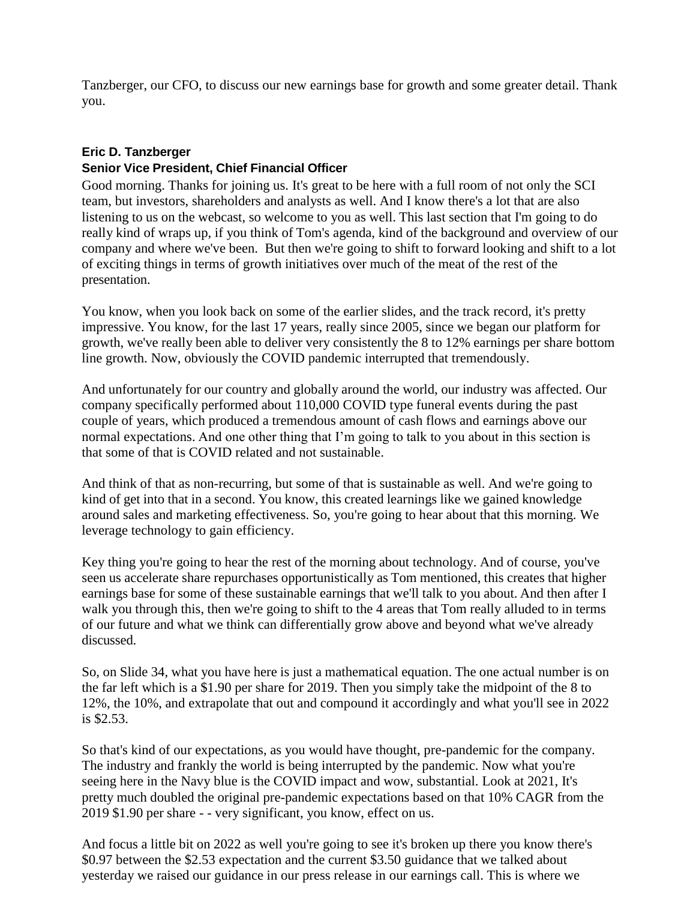Tanzberger, our CFO, to discuss our new earnings base for growth and some greater detail. Thank you.

**Eric D. Tanzberger**
**Senior Vice President, Chief Financial Officer**

Good morning. Thanks for joining us. It's great to be here with a full room of not only the SCI team, but investors, shareholders and analysts as well. And I know there's a lot that are also listening to us on the webcast, so welcome to you as well. This last section that I'm going to do really kind of wraps up, if you think of Tom's agenda, kind of the background and overview of our company and where we've been. But then we're going to shift to forward looking and shift to a lot of exciting things in terms of growth initiatives over much of the meat of the rest of the presentation.

You know, when you look back on some of the earlier slides, and the track record, it's pretty impressive. You know, for the last 17 years, really since 2005, since we began our platform for growth, we've really been able to deliver very consistently the 8 to 12% earnings per share bottom line growth. Now, obviously the COVID pandemic interrupted that tremendously.

And unfortunately for our country and globally around the world, our industry was affected. Our company specifically performed about 110,000 COVID type funeral events during the past couple of years, which produced a tremendous amount of cash flows and earnings above our normal expectations. And one other thing that I'm going to talk to you about in this section is that some of that is COVID related and not sustainable.

And think of that as non-recurring, but some of that is sustainable as well. And we're going to kind of get into that in a second. You know, this created learnings like we gained knowledge around sales and marketing effectiveness. So, you're going to hear about that this morning. We leverage technology to gain efficiency.

Key thing you're going to hear the rest of the morning about technology. And of course, you've seen us accelerate share repurchases opportunistically as Tom mentioned, this creates that higher earnings base for some of these sustainable earnings that we'll talk to you about. And then after I walk you through this, then we're going to shift to the 4 areas that Tom really alluded to in terms of our future and what we think can differentially grow above and beyond what we've already discussed.

So, on Slide 34, what you have here is just a mathematical equation. The one actual number is on the far left which is a $1.90 per share for 2019. Then you simply take the midpoint of the 8 to 12%, the 10%, and extrapolate that out and compound it accordingly and what you'll see in 2022 is $2.53.

So that's kind of our expectations, as you would have thought, pre-pandemic for the company. The industry and frankly the world is being interrupted by the pandemic. Now what you're seeing here in the Navy blue is the COVID impact and wow, substantial. Look at 2021, It's pretty much doubled the original pre-pandemic expectations based on that 10% CAGR from the 2019 $1.90 per share - - very significant, you know, effect on us.

And focus a little bit on 2022 as well you're going to see it's broken up there you know there's $0.97 between the $2.53 expectation and the current $3.50 guidance that we talked about yesterday we raised our guidance in our press release in our earnings call. This is where we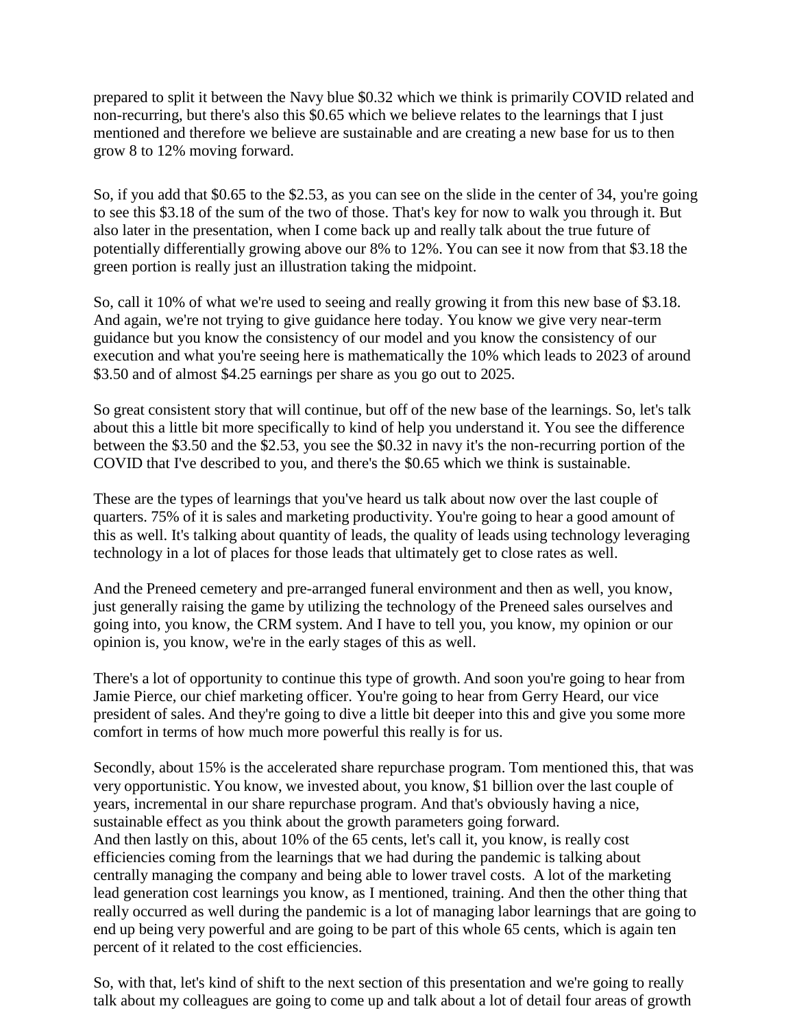prepared to split it between the Navy blue $0.32 which we think is primarily COVID related and non-recurring, but there's also this $0.65 which we believe relates to the learnings that I just mentioned and therefore we believe are sustainable and are creating a new base for us to then grow 8 to 12% moving forward.

So, if you add that $0.65 to the $2.53, as you can see on the slide in the center of 34, you're going to see this $3.18 of the sum of the two of those. That's key for now to walk you through it. But also later in the presentation, when I come back up and really talk about the true future of potentially differentially growing above our 8% to 12%. You can see it now from that $3.18 the green portion is really just an illustration taking the midpoint.

So, call it 10% of what we're used to seeing and really growing it from this new base of $3.18. And again, we're not trying to give guidance here today. You know we give very near-term guidance but you know the consistency of our model and you know the consistency of our execution and what you're seeing here is mathematically the 10% which leads to 2023 of around $3.50 and of almost $4.25 earnings per share as you go out to 2025.

So great consistent story that will continue, but off of the new base of the learnings. So, let's talk about this a little bit more specifically to kind of help you understand it. You see the difference between the $3.50 and the $2.53, you see the $0.32 in navy it's the non-recurring portion of the COVID that I've described to you, and there's the $0.65 which we think is sustainable.

These are the types of learnings that you've heard us talk about now over the last couple of quarters. 75% of it is sales and marketing productivity. You're going to hear a good amount of this as well. It's talking about quantity of leads, the quality of leads using technology leveraging technology in a lot of places for those leads that ultimately get to close rates as well.

And the Preneed cemetery and pre-arranged funeral environment and then as well, you know, just generally raising the game by utilizing the technology of the Preneed sales ourselves and going into, you know, the CRM system. And I have to tell you, you know, my opinion or our opinion is, you know, we're in the early stages of this as well.

There's a lot of opportunity to continue this type of growth. And soon you're going to hear from Jamie Pierce, our chief marketing officer. You're going to hear from Gerry Heard, our vice president of sales. And they're going to dive a little bit deeper into this and give you some more comfort in terms of how much more powerful this really is for us.

Secondly, about 15% is the accelerated share repurchase program. Tom mentioned this, that was very opportunistic. You know, we invested about, you know, $1 billion over the last couple of years, incremental in our share repurchase program. And that's obviously having a nice, sustainable effect as you think about the growth parameters going forward.
And then lastly on this, about 10% of the 65 cents, let's call it, you know, is really cost efficiencies coming from the learnings that we had during the pandemic is talking about centrally managing the company and being able to lower travel costs. A lot of the marketing lead generation cost learnings you know, as I mentioned, training. And then the other thing that really occurred as well during the pandemic is a lot of managing labor learnings that are going to end up being very powerful and are going to be part of this whole 65 cents, which is again ten percent of it related to the cost efficiencies.

So, with that, let's kind of shift to the next section of this presentation and we're going to really talk about my colleagues are going to come up and talk about a lot of detail four areas of growth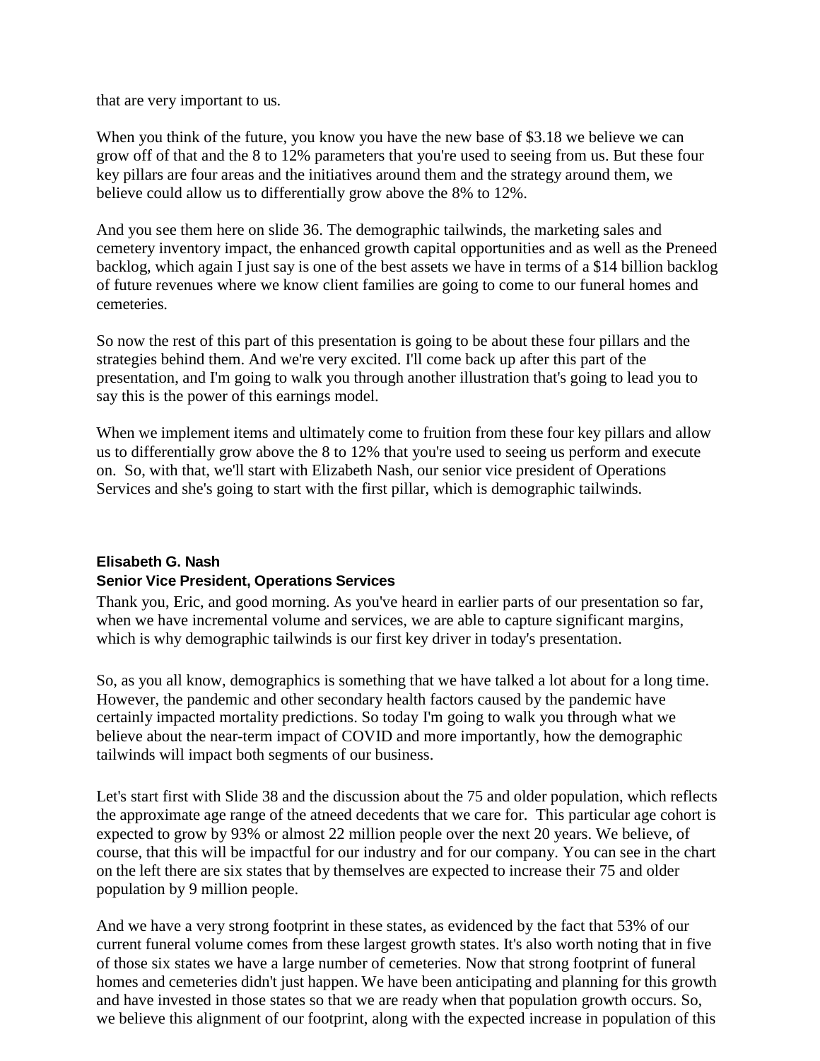that are very important to us.

When you think of the future, you know you have the new base of $3.18 we believe we can grow off of that and the 8 to 12% parameters that you're used to seeing from us. But these four key pillars are four areas and the initiatives around them and the strategy around them, we believe could allow us to differentially grow above the 8% to 12%.

And you see them here on slide 36. The demographic tailwinds, the marketing sales and cemetery inventory impact, the enhanced growth capital opportunities and as well as the Preneed backlog, which again I just say is one of the best assets we have in terms of a $14 billion backlog of future revenues where we know client families are going to come to our funeral homes and cemeteries.

So now the rest of this part of this presentation is going to be about these four pillars and the strategies behind them. And we're very excited. I'll come back up after this part of the presentation, and I'm going to walk you through another illustration that's going to lead you to say this is the power of this earnings model.

When we implement items and ultimately come to fruition from these four key pillars and allow us to differentially grow above the 8 to 12% that you're used to seeing us perform and execute on. So, with that, we'll start with Elizabeth Nash, our senior vice president of Operations Services and she's going to start with the first pillar, which is demographic tailwinds.

**Elisabeth G. Nash**
**Senior Vice President, Operations Services**

Thank you, Eric, and good morning. As you've heard in earlier parts of our presentation so far, when we have incremental volume and services, we are able to capture significant margins, which is why demographic tailwinds is our first key driver in today's presentation.

So, as you all know, demographics is something that we have talked a lot about for a long time. However, the pandemic and other secondary health factors caused by the pandemic have certainly impacted mortality predictions. So today I'm going to walk you through what we believe about the near-term impact of COVID and more importantly, how the demographic tailwinds will impact both segments of our business.

Let's start first with Slide 38 and the discussion about the 75 and older population, which reflects the approximate age range of the atneed decedents that we care for. This particular age cohort is expected to grow by 93% or almost 22 million people over the next 20 years. We believe, of course, that this will be impactful for our industry and for our company. You can see in the chart on the left there are six states that by themselves are expected to increase their 75 and older population by 9 million people.

And we have a very strong footprint in these states, as evidenced by the fact that 53% of our current funeral volume comes from these largest growth states. It's also worth noting that in five of those six states we have a large number of cemeteries. Now that strong footprint of funeral homes and cemeteries didn't just happen. We have been anticipating and planning for this growth and have invested in those states so that we are ready when that population growth occurs. So, we believe this alignment of our footprint, along with the expected increase in population of this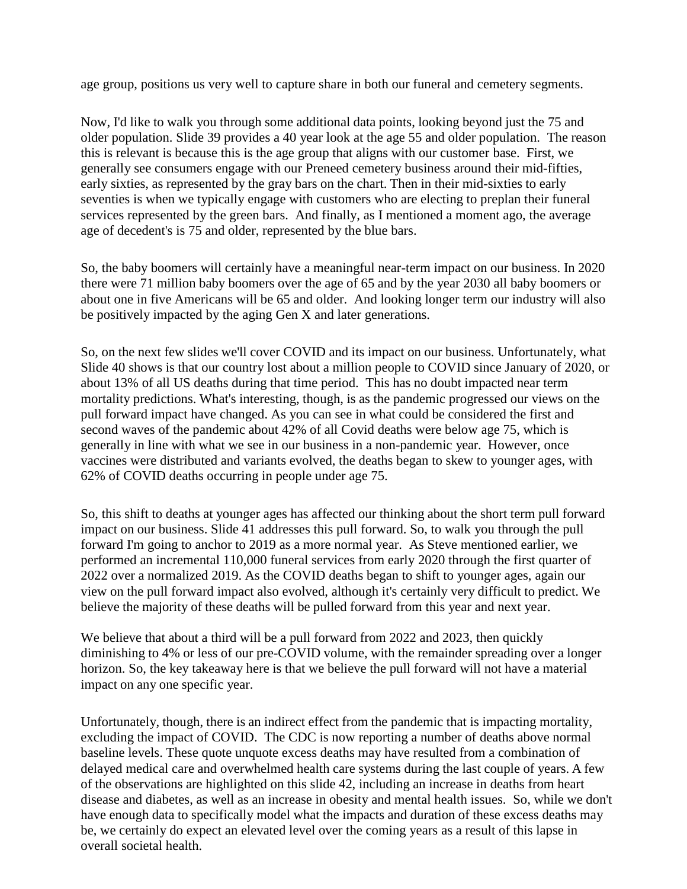age group, positions us very well to capture share in both our funeral and cemetery segments.

Now, I'd like to walk you through some additional data points, looking beyond just the 75 and older population. Slide 39 provides a 40 year look at the age 55 and older population. The reason this is relevant is because this is the age group that aligns with our customer base. First, we generally see consumers engage with our Preneed cemetery business around their mid-fifties, early sixties, as represented by the gray bars on the chart. Then in their mid-sixties to early seventies is when we typically engage with customers who are electing to preplan their funeral services represented by the green bars. And finally, as I mentioned a moment ago, the average age of decedent's is 75 and older, represented by the blue bars.

So, the baby boomers will certainly have a meaningful near-term impact on our business. In 2020 there were 71 million baby boomers over the age of 65 and by the year 2030 all baby boomers or about one in five Americans will be 65 and older. And looking longer term our industry will also be positively impacted by the aging Gen X and later generations.

So, on the next few slides we'll cover COVID and its impact on our business. Unfortunately, what Slide 40 shows is that our country lost about a million people to COVID since January of 2020, or about 13% of all US deaths during that time period. This has no doubt impacted near term mortality predictions. What's interesting, though, is as the pandemic progressed our views on the pull forward impact have changed. As you can see in what could be considered the first and second waves of the pandemic about 42% of all Covid deaths were below age 75, which is generally in line with what we see in our business in a non-pandemic year. However, once vaccines were distributed and variants evolved, the deaths began to skew to younger ages, with 62% of COVID deaths occurring in people under age 75.

So, this shift to deaths at younger ages has affected our thinking about the short term pull forward impact on our business. Slide 41 addresses this pull forward. So, to walk you through the pull forward I'm going to anchor to 2019 as a more normal year. As Steve mentioned earlier, we performed an incremental 110,000 funeral services from early 2020 through the first quarter of 2022 over a normalized 2019. As the COVID deaths began to shift to younger ages, again our view on the pull forward impact also evolved, although it's certainly very difficult to predict. We believe the majority of these deaths will be pulled forward from this year and next year.

We believe that about a third will be a pull forward from 2022 and 2023, then quickly diminishing to 4% or less of our pre-COVID volume, with the remainder spreading over a longer horizon. So, the key takeaway here is that we believe the pull forward will not have a material impact on any one specific year.

Unfortunately, though, there is an indirect effect from the pandemic that is impacting mortality, excluding the impact of COVID. The CDC is now reporting a number of deaths above normal baseline levels. These quote unquote excess deaths may have resulted from a combination of delayed medical care and overwhelmed health care systems during the last couple of years. A few of the observations are highlighted on this slide 42, including an increase in deaths from heart disease and diabetes, as well as an increase in obesity and mental health issues. So, while we don't have enough data to specifically model what the impacts and duration of these excess deaths may be, we certainly do expect an elevated level over the coming years as a result of this lapse in overall societal health.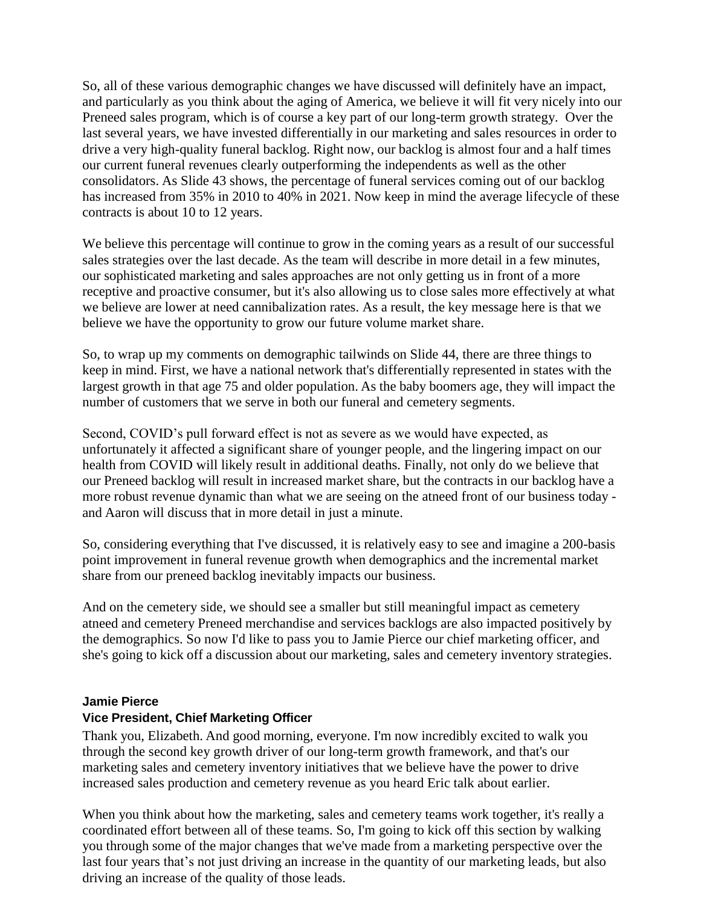So, all of these various demographic changes we have discussed will definitely have an impact, and particularly as you think about the aging of America, we believe it will fit very nicely into our Preneed sales program, which is of course a key part of our long-term growth strategy. Over the last several years, we have invested differentially in our marketing and sales resources in order to drive a very high-quality funeral backlog. Right now, our backlog is almost four and a half times our current funeral revenues clearly outperforming the independents as well as the other consolidators. As Slide 43 shows, the percentage of funeral services coming out of our backlog has increased from 35% in 2010 to 40% in 2021. Now keep in mind the average lifecycle of these contracts is about 10 to 12 years.

We believe this percentage will continue to grow in the coming years as a result of our successful sales strategies over the last decade. As the team will describe in more detail in a few minutes, our sophisticated marketing and sales approaches are not only getting us in front of a more receptive and proactive consumer, but it's also allowing us to close sales more effectively at what we believe are lower at need cannibalization rates. As a result, the key message here is that we believe we have the opportunity to grow our future volume market share.

So, to wrap up my comments on demographic tailwinds on Slide 44, there are three things to keep in mind. First, we have a national network that's differentially represented in states with the largest growth in that age 75 and older population. As the baby boomers age, they will impact the number of customers that we serve in both our funeral and cemetery segments.

Second, COVID's pull forward effect is not as severe as we would have expected, as unfortunately it affected a significant share of younger people, and the lingering impact on our health from COVID will likely result in additional deaths. Finally, not only do we believe that our Preneed backlog will result in increased market share, but the contracts in our backlog have a more robust revenue dynamic than what we are seeing on the atneed front of our business today - and Aaron will discuss that in more detail in just a minute.

So, considering everything that I've discussed, it is relatively easy to see and imagine a 200-basis point improvement in funeral revenue growth when demographics and the incremental market share from our preneed backlog inevitably impacts our business.

And on the cemetery side, we should see a smaller but still meaningful impact as cemetery atneed and cemetery Preneed merchandise and services backlogs are also impacted positively by the demographics. So now I'd like to pass you to Jamie Pierce our chief marketing officer, and she's going to kick off a discussion about our marketing, sales and cemetery inventory strategies.

**Jamie Pierce**
**Vice President, Chief Marketing Officer**

Thank you, Elizabeth. And good morning, everyone. I'm now incredibly excited to walk you through the second key growth driver of our long-term growth framework, and that's our marketing sales and cemetery inventory initiatives that we believe have the power to drive increased sales production and cemetery revenue as you heard Eric talk about earlier.

When you think about how the marketing, sales and cemetery teams work together, it's really a coordinated effort between all of these teams. So, I'm going to kick off this section by walking you through some of the major changes that we've made from a marketing perspective over the last four years that's not just driving an increase in the quantity of our marketing leads, but also driving an increase of the quality of those leads.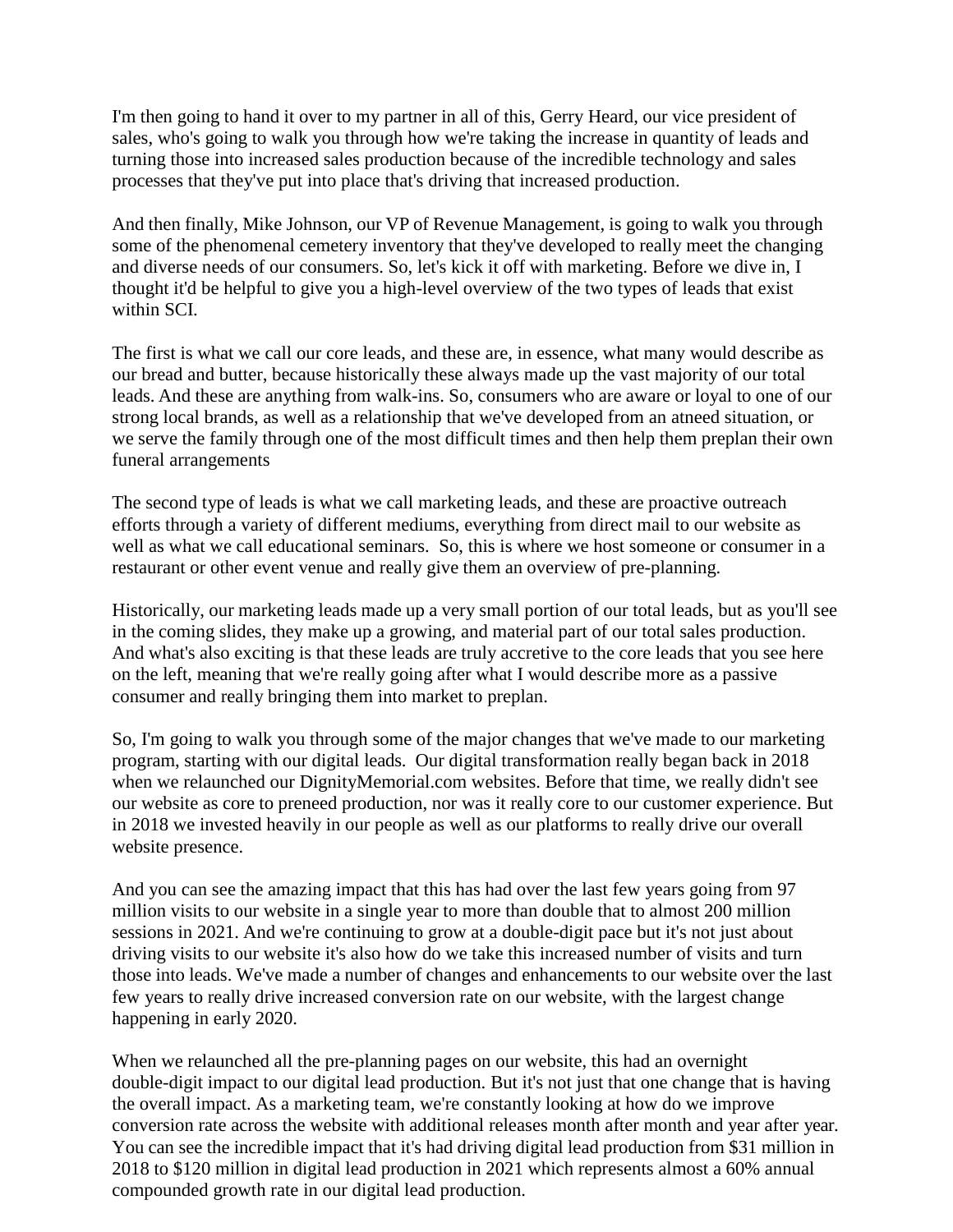I'm then going to hand it over to my partner in all of this, Gerry Heard, our vice president of sales, who's going to walk you through how we're taking the increase in quantity of leads and turning those into increased sales production because of the incredible technology and sales processes that they've put into place that's driving that increased production.

And then finally, Mike Johnson, our VP of Revenue Management, is going to walk you through some of the phenomenal cemetery inventory that they've developed to really meet the changing and diverse needs of our consumers. So, let's kick it off with marketing. Before we dive in, I thought it'd be helpful to give you a high-level overview of the two types of leads that exist within SCI.

The first is what we call our core leads, and these are, in essence, what many would describe as our bread and butter, because historically these always made up the vast majority of our total leads. And these are anything from walk-ins. So, consumers who are aware or loyal to one of our strong local brands, as well as a relationship that we've developed from an atneed situation, or we serve the family through one of the most difficult times and then help them preplan their own funeral arrangements

The second type of leads is what we call marketing leads, and these are proactive outreach efforts through a variety of different mediums, everything from direct mail to our website as well as what we call educational seminars. So, this is where we host someone or consumer in a restaurant or other event venue and really give them an overview of pre-planning.

Historically, our marketing leads made up a very small portion of our total leads, but as you'll see in the coming slides, they make up a growing, and material part of our total sales production. And what's also exciting is that these leads are truly accretive to the core leads that you see here on the left, meaning that we're really going after what I would describe more as a passive consumer and really bringing them into market to preplan.

So, I'm going to walk you through some of the major changes that we've made to our marketing program, starting with our digital leads. Our digital transformation really began back in 2018 when we relaunched our DignityMemorial.com websites. Before that time, we really didn't see our website as core to preneed production, nor was it really core to our customer experience. But in 2018 we invested heavily in our people as well as our platforms to really drive our overall website presence.

And you can see the amazing impact that this has had over the last few years going from 97 million visits to our website in a single year to more than double that to almost 200 million sessions in 2021. And we're continuing to grow at a double-digit pace but it's not just about driving visits to our website it's also how do we take this increased number of visits and turn those into leads. We've made a number of changes and enhancements to our website over the last few years to really drive increased conversion rate on our website, with the largest change happening in early 2020.

When we relaunched all the pre-planning pages on our website, this had an overnight double-digit impact to our digital lead production. But it's not just that one change that is having the overall impact. As a marketing team, we're constantly looking at how do we improve conversion rate across the website with additional releases month after month and year after year. You can see the incredible impact that it's had driving digital lead production from $31 million in 2018 to $120 million in digital lead production in 2021 which represents almost a 60% annual compounded growth rate in our digital lead production.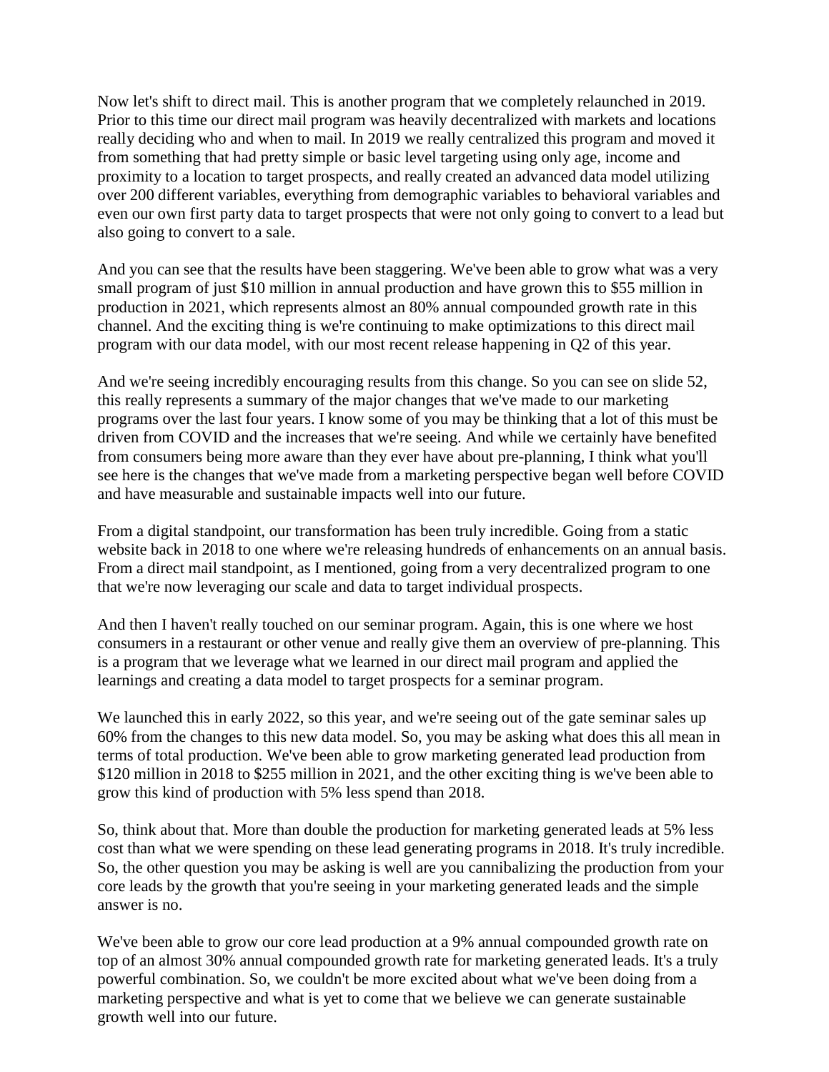Now let's shift to direct mail. This is another program that we completely relaunched in 2019. Prior to this time our direct mail program was heavily decentralized with markets and locations really deciding who and when to mail. In 2019 we really centralized this program and moved it from something that had pretty simple or basic level targeting using only age, income and proximity to a location to target prospects, and really created an advanced data model utilizing over 200 different variables, everything from demographic variables to behavioral variables and even our own first party data to target prospects that were not only going to convert to a lead but also going to convert to a sale.

And you can see that the results have been staggering. We've been able to grow what was a very small program of just $10 million in annual production and have grown this to $55 million in production in 2021, which represents almost an 80% annual compounded growth rate in this channel. And the exciting thing is we're continuing to make optimizations to this direct mail program with our data model, with our most recent release happening in Q2 of this year.

And we're seeing incredibly encouraging results from this change. So you can see on slide 52, this really represents a summary of the major changes that we've made to our marketing programs over the last four years. I know some of you may be thinking that a lot of this must be driven from COVID and the increases that we're seeing. And while we certainly have benefited from consumers being more aware than they ever have about pre-planning, I think what you'll see here is the changes that we've made from a marketing perspective began well before COVID and have measurable and sustainable impacts well into our future.

From a digital standpoint, our transformation has been truly incredible. Going from a static website back in 2018 to one where we're releasing hundreds of enhancements on an annual basis. From a direct mail standpoint, as I mentioned, going from a very decentralized program to one that we're now leveraging our scale and data to target individual prospects.

And then I haven't really touched on our seminar program. Again, this is one where we host consumers in a restaurant or other venue and really give them an overview of pre-planning. This is a program that we leverage what we learned in our direct mail program and applied the learnings and creating a data model to target prospects for a seminar program.

We launched this in early 2022, so this year, and we're seeing out of the gate seminar sales up 60% from the changes to this new data model. So, you may be asking what does this all mean in terms of total production. We've been able to grow marketing generated lead production from $120 million in 2018 to $255 million in 2021, and the other exciting thing is we've been able to grow this kind of production with 5% less spend than 2018.

So, think about that. More than double the production for marketing generated leads at 5% less cost than what we were spending on these lead generating programs in 2018. It's truly incredible. So, the other question you may be asking is well are you cannibalizing the production from your core leads by the growth that you're seeing in your marketing generated leads and the simple answer is no.

We've been able to grow our core lead production at a 9% annual compounded growth rate on top of an almost 30% annual compounded growth rate for marketing generated leads. It's a truly powerful combination. So, we couldn't be more excited about what we've been doing from a marketing perspective and what is yet to come that we believe we can generate sustainable growth well into our future.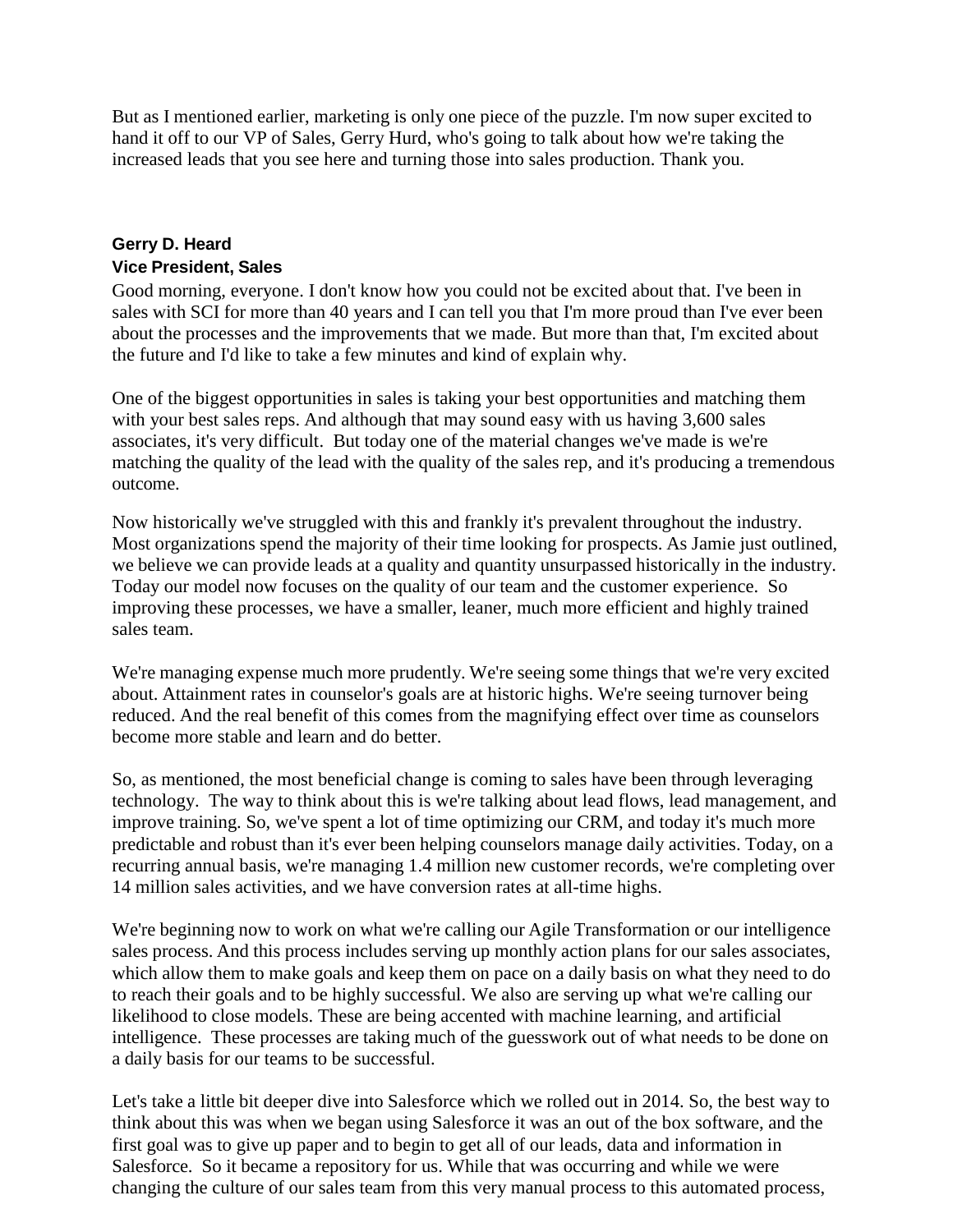But as I mentioned earlier, marketing is only one piece of the puzzle. I'm now super excited to hand it off to our VP of Sales, Gerry Hurd, who's going to talk about how we're taking the increased leads that you see here and turning those into sales production. Thank you.

**Gerry D. Heard**
**Vice President, Sales**

Good morning, everyone. I don't know how you could not be excited about that. I've been in sales with SCI for more than 40 years and I can tell you that I'm more proud than I've ever been about the processes and the improvements that we made. But more than that, I'm excited about the future and I'd like to take a few minutes and kind of explain why.

One of the biggest opportunities in sales is taking your best opportunities and matching them with your best sales reps. And although that may sound easy with us having 3,600 sales associates, it's very difficult. But today one of the material changes we've made is we're matching the quality of the lead with the quality of the sales rep, and it's producing a tremendous outcome.

Now historically we've struggled with this and frankly it's prevalent throughout the industry. Most organizations spend the majority of their time looking for prospects. As Jamie just outlined, we believe we can provide leads at a quality and quantity unsurpassed historically in the industry. Today our model now focuses on the quality of our team and the customer experience. So improving these processes, we have a smaller, leaner, much more efficient and highly trained sales team.

We're managing expense much more prudently. We're seeing some things that we're very excited about. Attainment rates in counselor's goals are at historic highs. We're seeing turnover being reduced. And the real benefit of this comes from the magnifying effect over time as counselors become more stable and learn and do better.

So, as mentioned, the most beneficial change is coming to sales have been through leveraging technology. The way to think about this is we're talking about lead flows, lead management, and improve training. So, we've spent a lot of time optimizing our CRM, and today it's much more predictable and robust than it's ever been helping counselors manage daily activities. Today, on a recurring annual basis, we're managing 1.4 million new customer records, we're completing over 14 million sales activities, and we have conversion rates at all-time highs.

We're beginning now to work on what we're calling our Agile Transformation or our intelligence sales process. And this process includes serving up monthly action plans for our sales associates, which allow them to make goals and keep them on pace on a daily basis on what they need to do to reach their goals and to be highly successful. We also are serving up what we're calling our likelihood to close models. These are being accented with machine learning, and artificial intelligence. These processes are taking much of the guesswork out of what needs to be done on a daily basis for our teams to be successful.

Let's take a little bit deeper dive into Salesforce which we rolled out in 2014. So, the best way to think about this was when we began using Salesforce it was an out of the box software, and the first goal was to give up paper and to begin to get all of our leads, data and information in Salesforce. So it became a repository for us. While that was occurring and while we were changing the culture of our sales team from this very manual process to this automated process,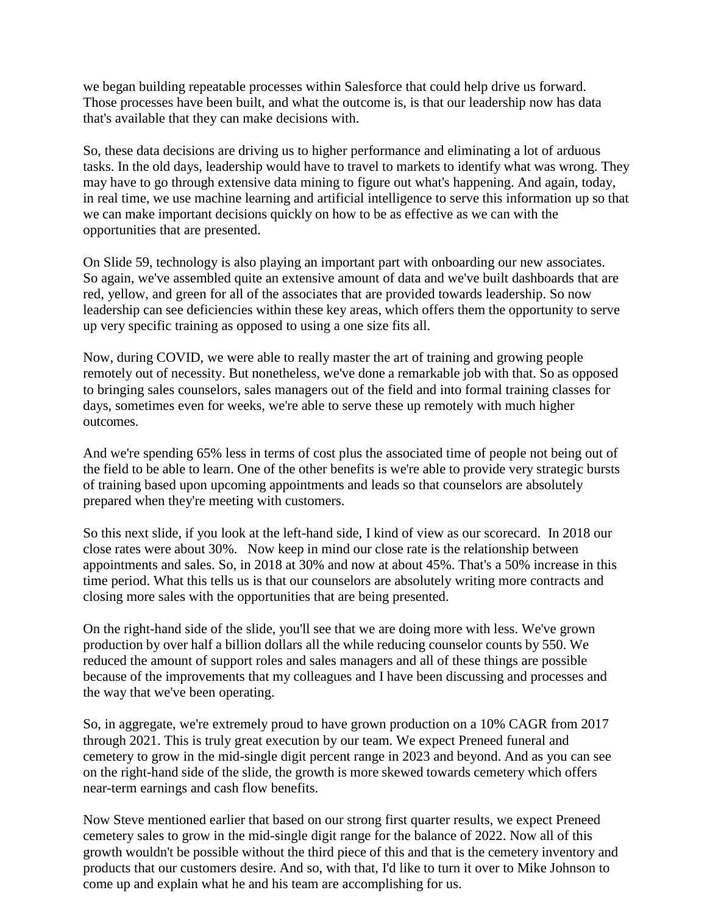we began building repeatable processes within Salesforce that could help drive us forward. Those processes have been built, and what the outcome is, is that our leadership now has data that's available that they can make decisions with.

So, these data decisions are driving us to higher performance and eliminating a lot of arduous tasks. In the old days, leadership would have to travel to markets to identify what was wrong. They may have to go through extensive data mining to figure out what's happening. And again, today, in real time, we use machine learning and artificial intelligence to serve this information up so that we can make important decisions quickly on how to be as effective as we can with the opportunities that are presented.

On Slide 59, technology is also playing an important part with onboarding our new associates. So again, we've assembled quite an extensive amount of data and we've built dashboards that are red, yellow, and green for all of the associates that are provided towards leadership. So now leadership can see deficiencies within these key areas, which offers them the opportunity to serve up very specific training as opposed to using a one size fits all.

Now, during COVID, we were able to really master the art of training and growing people remotely out of necessity. But nonetheless, we've done a remarkable job with that. So as opposed to bringing sales counselors, sales managers out of the field and into formal training classes for days, sometimes even for weeks, we're able to serve these up remotely with much higher outcomes.

And we're spending 65% less in terms of cost plus the associated time of people not being out of the field to be able to learn. One of the other benefits is we're able to provide very strategic bursts of training based upon upcoming appointments and leads so that counselors are absolutely prepared when they're meeting with customers.

So this next slide, if you look at the left-hand side, I kind of view as our scorecard. In 2018 our close rates were about 30%. Now keep in mind our close rate is the relationship between appointments and sales. So, in 2018 at 30% and now at about 45%. That's a 50% increase in this time period. What this tells us is that our counselors are absolutely writing more contracts and closing more sales with the opportunities that are being presented.

On the right-hand side of the slide, you'll see that we are doing more with less. We've grown production by over half a billion dollars all the while reducing counselor counts by 550. We reduced the amount of support roles and sales managers and all of these things are possible because of the improvements that my colleagues and I have been discussing and processes and the way that we've been operating.

So, in aggregate, we're extremely proud to have grown production on a 10% CAGR from 2017 through 2021. This is truly great execution by our team. We expect Preneed funeral and cemetery to grow in the mid-single digit percent range in 2023 and beyond. And as you can see on the right-hand side of the slide, the growth is more skewed towards cemetery which offers near-term earnings and cash flow benefits.

Now Steve mentioned earlier that based on our strong first quarter results, we expect Preneed cemetery sales to grow in the mid-single digit range for the balance of 2022. Now all of this growth wouldn't be possible without the third piece of this and that is the cemetery inventory and products that our customers desire. And so, with that, I'd like to turn it over to Mike Johnson to come up and explain what he and his team are accomplishing for us.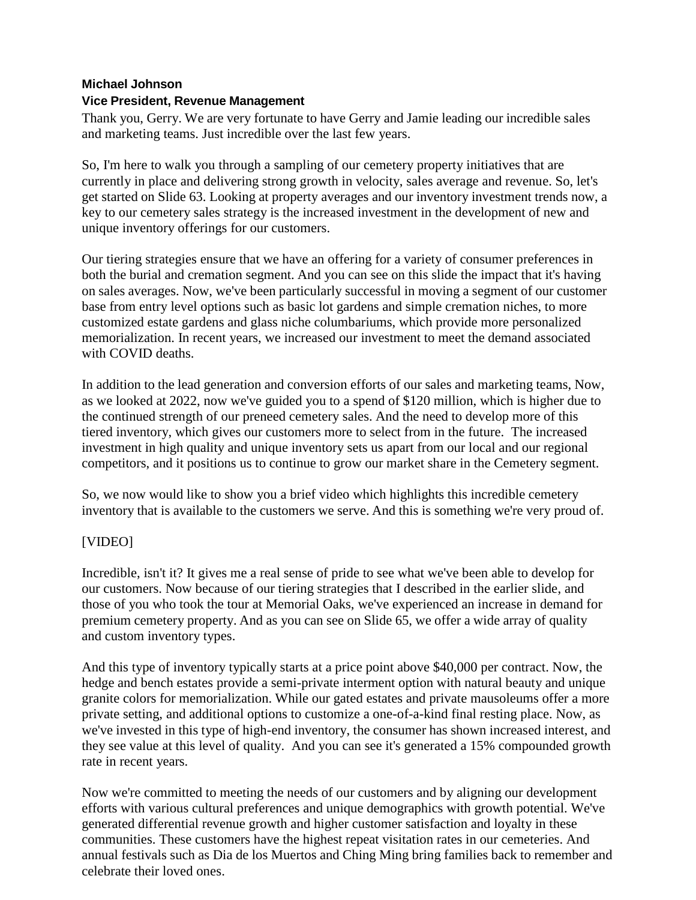**Michael Johnson**
**Vice President, Revenue Management**

Thank you, Gerry. We are very fortunate to have Gerry and Jamie leading our incredible sales and marketing teams. Just incredible over the last few years.

So, I'm here to walk you through a sampling of our cemetery property initiatives that are currently in place and delivering strong growth in velocity, sales average and revenue. So, let's get started on Slide 63. Looking at property averages and our inventory investment trends now, a key to our cemetery sales strategy is the increased investment in the development of new and unique inventory offerings for our customers.

Our tiering strategies ensure that we have an offering for a variety of consumer preferences in both the burial and cremation segment. And you can see on this slide the impact that it's having on sales averages. Now, we've been particularly successful in moving a segment of our customer base from entry level options such as basic lot gardens and simple cremation niches, to more customized estate gardens and glass niche columbariums, which provide more personalized memorialization. In recent years, we increased our investment to meet the demand associated with COVID deaths.

In addition to the lead generation and conversion efforts of our sales and marketing teams, Now, as we looked at 2022, now we've guided you to a spend of $120 million, which is higher due to the continued strength of our preneed cemetery sales. And the need to develop more of this tiered inventory, which gives our customers more to select from in the future. The increased investment in high quality and unique inventory sets us apart from our local and our regional competitors, and it positions us to continue to grow our market share in the Cemetery segment.

So, we now would like to show you a brief video which highlights this incredible cemetery inventory that is available to the customers we serve. And this is something we're very proud of.

[VIDEO]

Incredible, isn't it? It gives me a real sense of pride to see what we've been able to develop for our customers. Now because of our tiering strategies that I described in the earlier slide, and those of you who took the tour at Memorial Oaks, we've experienced an increase in demand for premium cemetery property. And as you can see on Slide 65, we offer a wide array of quality and custom inventory types.

And this type of inventory typically starts at a price point above $40,000 per contract. Now, the hedge and bench estates provide a semi-private interment option with natural beauty and unique granite colors for memorialization. While our gated estates and private mausoleums offer a more private setting, and additional options to customize a one-of-a-kind final resting place. Now, as we've invested in this type of high-end inventory, the consumer has shown increased interest, and they see value at this level of quality. And you can see it's generated a 15% compounded growth rate in recent years.

Now we're committed to meeting the needs of our customers and by aligning our development efforts with various cultural preferences and unique demographics with growth potential. We've generated differential revenue growth and higher customer satisfaction and loyalty in these communities. These customers have the highest repeat visitation rates in our cemeteries. And annual festivals such as Dia de los Muertos and Ching Ming bring families back to remember and celebrate their loved ones.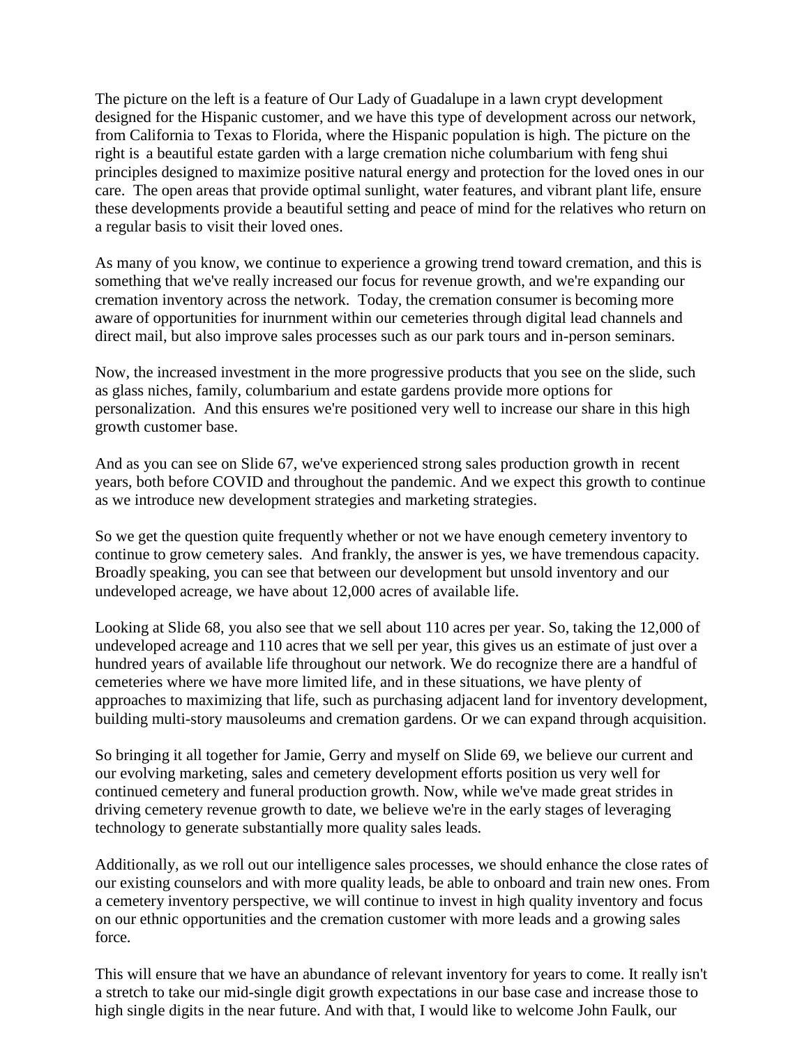The picture on the left is a feature of Our Lady of Guadalupe in a lawn crypt development designed for the Hispanic customer, and we have this type of development across our network, from California to Texas to Florida, where the Hispanic population is high. The picture on the right is a beautiful estate garden with a large cremation niche columbarium with feng shui principles designed to maximize positive natural energy and protection for the loved ones in our care. The open areas that provide optimal sunlight, water features, and vibrant plant life, ensure these developments provide a beautiful setting and peace of mind for the relatives who return on a regular basis to visit their loved ones.

As many of you know, we continue to experience a growing trend toward cremation, and this is something that we've really increased our focus for revenue growth, and we're expanding our cremation inventory across the network. Today, the cremation consumer is becoming more aware of opportunities for inurnment within our cemeteries through digital lead channels and direct mail, but also improve sales processes such as our park tours and in-person seminars.

Now, the increased investment in the more progressive products that you see on the slide, such as glass niches, family, columbarium and estate gardens provide more options for personalization. And this ensures we're positioned very well to increase our share in this high growth customer base.

And as you can see on Slide 67, we've experienced strong sales production growth in recent years, both before COVID and throughout the pandemic. And we expect this growth to continue as we introduce new development strategies and marketing strategies.

So we get the question quite frequently whether or not we have enough cemetery inventory to continue to grow cemetery sales. And frankly, the answer is yes, we have tremendous capacity. Broadly speaking, you can see that between our development but unsold inventory and our undeveloped acreage, we have about 12,000 acres of available life.

Looking at Slide 68, you also see that we sell about 110 acres per year. So, taking the 12,000 of undeveloped acreage and 110 acres that we sell per year, this gives us an estimate of just over a hundred years of available life throughout our network. We do recognize there are a handful of cemeteries where we have more limited life, and in these situations, we have plenty of approaches to maximizing that life, such as purchasing adjacent land for inventory development, building multi-story mausoleums and cremation gardens. Or we can expand through acquisition.

So bringing it all together for Jamie, Gerry and myself on Slide 69, we believe our current and our evolving marketing, sales and cemetery development efforts position us very well for continued cemetery and funeral production growth. Now, while we've made great strides in driving cemetery revenue growth to date, we believe we're in the early stages of leveraging technology to generate substantially more quality sales leads.

Additionally, as we roll out our intelligence sales processes, we should enhance the close rates of our existing counselors and with more quality leads, be able to onboard and train new ones. From a cemetery inventory perspective, we will continue to invest in high quality inventory and focus on our ethnic opportunities and the cremation customer with more leads and a growing sales force.

This will ensure that we have an abundance of relevant inventory for years to come. It really isn't a stretch to take our mid-single digit growth expectations in our base case and increase those to high single digits in the near future. And with that, I would like to welcome John Faulk, our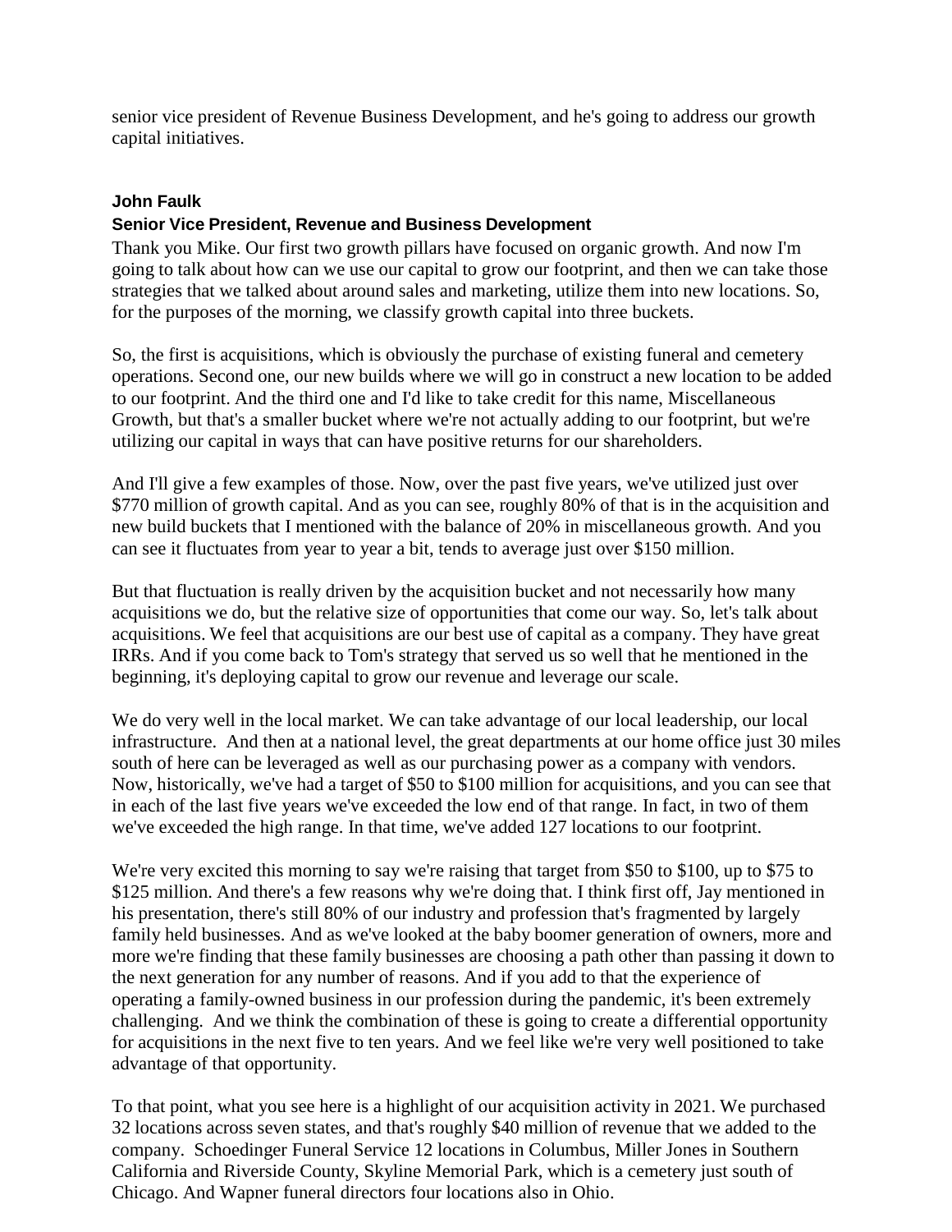senior vice president of Revenue Business Development, and he's going to address our growth capital initiatives.

**John Faulk**
**Senior Vice President, Revenue and Business Development**

Thank you Mike. Our first two growth pillars have focused on organic growth. And now I'm going to talk about how can we use our capital to grow our footprint, and then we can take those strategies that we talked about around sales and marketing, utilize them into new locations. So, for the purposes of the morning, we classify growth capital into three buckets.

So, the first is acquisitions, which is obviously the purchase of existing funeral and cemetery operations. Second one, our new builds where we will go in construct a new location to be added to our footprint. And the third one and I'd like to take credit for this name, Miscellaneous Growth, but that's a smaller bucket where we're not actually adding to our footprint, but we're utilizing our capital in ways that can have positive returns for our shareholders.

And I'll give a few examples of those. Now, over the past five years, we've utilized just over $770 million of growth capital. And as you can see, roughly 80% of that is in the acquisition and new build buckets that I mentioned with the balance of 20% in miscellaneous growth. And you can see it fluctuates from year to year a bit, tends to average just over $150 million.

But that fluctuation is really driven by the acquisition bucket and not necessarily how many acquisitions we do, but the relative size of opportunities that come our way. So, let's talk about acquisitions. We feel that acquisitions are our best use of capital as a company. They have great IRRs. And if you come back to Tom's strategy that served us so well that he mentioned in the beginning, it's deploying capital to grow our revenue and leverage our scale.

We do very well in the local market. We can take advantage of our local leadership, our local infrastructure. And then at a national level, the great departments at our home office just 30 miles south of here can be leveraged as well as our purchasing power as a company with vendors. Now, historically, we've had a target of $50 to $100 million for acquisitions, and you can see that in each of the last five years we've exceeded the low end of that range. In fact, in two of them we've exceeded the high range. In that time, we've added 127 locations to our footprint.

We're very excited this morning to say we're raising that target from $50 to $100, up to $75 to $125 million. And there's a few reasons why we're doing that. I think first off, Jay mentioned in his presentation, there's still 80% of our industry and profession that's fragmented by largely family held businesses. And as we've looked at the baby boomer generation of owners, more and more we're finding that these family businesses are choosing a path other than passing it down to the next generation for any number of reasons. And if you add to that the experience of operating a family-owned business in our profession during the pandemic, it's been extremely challenging. And we think the combination of these is going to create a differential opportunity for acquisitions in the next five to ten years. And we feel like we're very well positioned to take advantage of that opportunity.

To that point, what you see here is a highlight of our acquisition activity in 2021. We purchased 32 locations across seven states, and that's roughly $40 million of revenue that we added to the company. Schoedinger Funeral Service 12 locations in Columbus, Miller Jones in Southern California and Riverside County, Skyline Memorial Park, which is a cemetery just south of Chicago. And Wapner funeral directors four locations also in Ohio.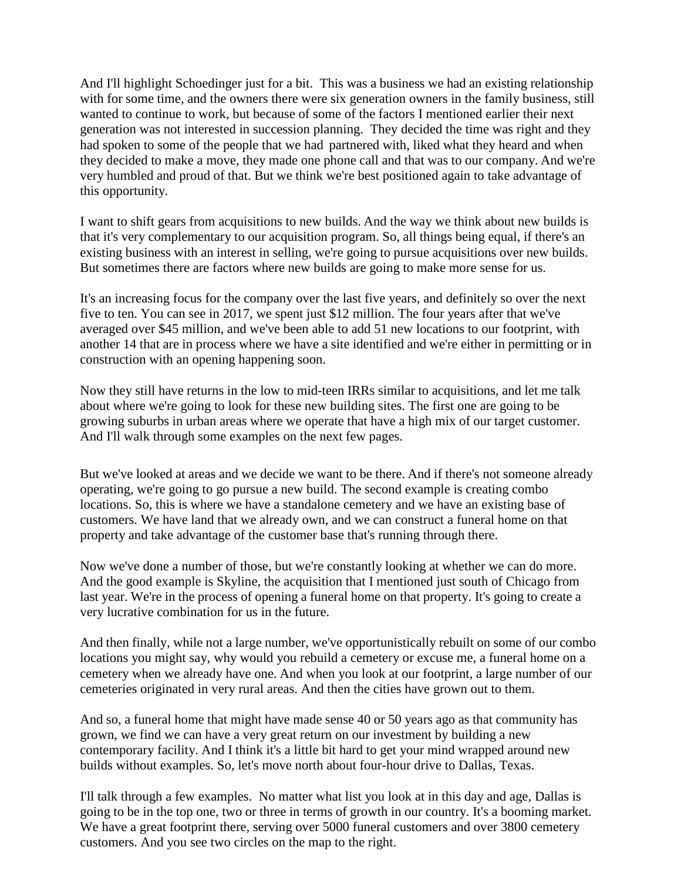And I'll highlight Schoedinger just for a bit. This was a business we had an existing relationship with for some time, and the owners there were six generation owners in the family business, still wanted to continue to work, but because of some of the factors I mentioned earlier their next generation was not interested in succession planning. They decided the time was right and they had spoken to some of the people that we had partnered with, liked what they heard and when they decided to make a move, they made one phone call and that was to our company. And we're very humbled and proud of that. But we think we're best positioned again to take advantage of this opportunity.

I want to shift gears from acquisitions to new builds. And the way we think about new builds is that it's very complementary to our acquisition program. So, all things being equal, if there's an existing business with an interest in selling, we're going to pursue acquisitions over new builds. But sometimes there are factors where new builds are going to make more sense for us.

It's an increasing focus for the company over the last five years, and definitely so over the next five to ten. You can see in 2017, we spent just $12 million. The four years after that we've averaged over $45 million, and we've been able to add 51 new locations to our footprint, with another 14 that are in process where we have a site identified and we're either in permitting or in construction with an opening happening soon.

Now they still have returns in the low to mid-teen IRRs similar to acquisitions, and let me talk about where we're going to look for these new building sites. The first one are going to be growing suburbs in urban areas where we operate that have a high mix of our target customer. And I'll walk through some examples on the next few pages.

But we've looked at areas and we decide we want to be there. And if there's not someone already operating, we're going to go pursue a new build. The second example is creating combo locations. So, this is where we have a standalone cemetery and we have an existing base of customers. We have land that we already own, and we can construct a funeral home on that property and take advantage of the customer base that's running through there.

Now we've done a number of those, but we're constantly looking at whether we can do more. And the good example is Skyline, the acquisition that I mentioned just south of Chicago from last year. We're in the process of opening a funeral home on that property. It's going to create a very lucrative combination for us in the future.

And then finally, while not a large number, we've opportunistically rebuilt on some of our combo locations you might say, why would you rebuild a cemetery or excuse me, a funeral home on a cemetery when we already have one. And when you look at our footprint, a large number of our cemeteries originated in very rural areas. And then the cities have grown out to them.

And so, a funeral home that might have made sense 40 or 50 years ago as that community has grown, we find we can have a very great return on our investment by building a new contemporary facility. And I think it's a little bit hard to get your mind wrapped around new builds without examples. So, let's move north about four-hour drive to Dallas, Texas.

I'll talk through a few examples. No matter what list you look at in this day and age, Dallas is going to be in the top one, two or three in terms of growth in our country. It's a booming market. We have a great footprint there, serving over 5000 funeral customers and over 3800 cemetery customers. And you see two circles on the map to the right.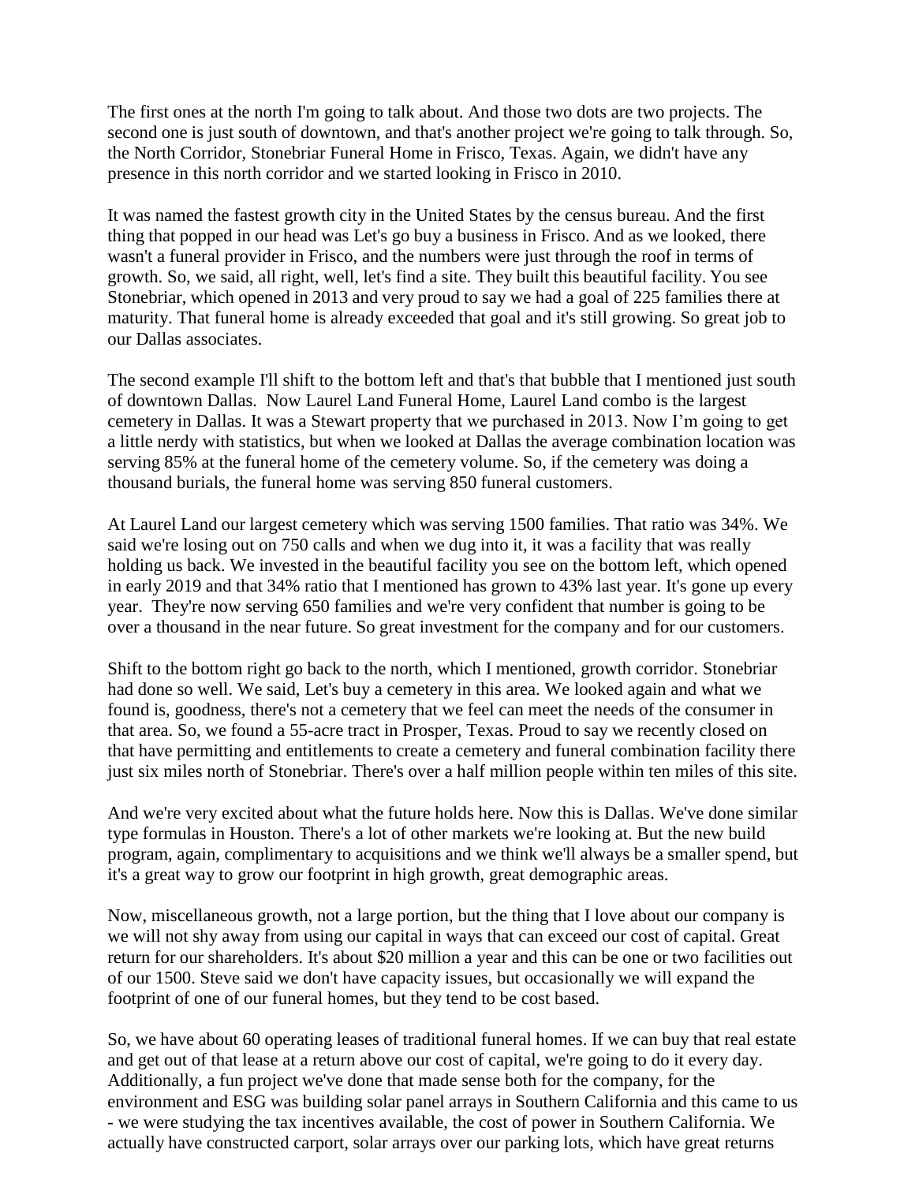The first ones at the north I'm going to talk about. And those two dots are two projects. The second one is just south of downtown, and that's another project we're going to talk through. So, the North Corridor, Stonebriar Funeral Home in Frisco, Texas. Again, we didn't have any presence in this north corridor and we started looking in Frisco in 2010.

It was named the fastest growth city in the United States by the census bureau. And the first thing that popped in our head was Let's go buy a business in Frisco. And as we looked, there wasn't a funeral provider in Frisco, and the numbers were just through the roof in terms of growth. So, we said, all right, well, let's find a site. They built this beautiful facility. You see Stonebriar, which opened in 2013 and very proud to say we had a goal of 225 families there at maturity. That funeral home is already exceeded that goal and it's still growing. So great job to our Dallas associates.

The second example I'll shift to the bottom left and that's that bubble that I mentioned just south of downtown Dallas. Now Laurel Land Funeral Home, Laurel Land combo is the largest cemetery in Dallas. It was a Stewart property that we purchased in 2013. Now I'm going to get a little nerdy with statistics, but when we looked at Dallas the average combination location was serving 85% at the funeral home of the cemetery volume. So, if the cemetery was doing a thousand burials, the funeral home was serving 850 funeral customers.

At Laurel Land our largest cemetery which was serving 1500 families. That ratio was 34%. We said we're losing out on 750 calls and when we dug into it, it was a facility that was really holding us back. We invested in the beautiful facility you see on the bottom left, which opened in early 2019 and that 34% ratio that I mentioned has grown to 43% last year. It's gone up every year. They're now serving 650 families and we're very confident that number is going to be over a thousand in the near future. So great investment for the company and for our customers.

Shift to the bottom right go back to the north, which I mentioned, growth corridor. Stonebriar had done so well. We said, Let's buy a cemetery in this area. We looked again and what we found is, goodness, there's not a cemetery that we feel can meet the needs of the consumer in that area. So, we found a 55-acre tract in Prosper, Texas. Proud to say we recently closed on that have permitting and entitlements to create a cemetery and funeral combination facility there just six miles north of Stonebriar. There's over a half million people within ten miles of this site.

And we're very excited about what the future holds here. Now this is Dallas. We've done similar type formulas in Houston. There's a lot of other markets we're looking at. But the new build program, again, complimentary to acquisitions and we think we'll always be a smaller spend, but it's a great way to grow our footprint in high growth, great demographic areas.

Now, miscellaneous growth, not a large portion, but the thing that I love about our company is we will not shy away from using our capital in ways that can exceed our cost of capital. Great return for our shareholders. It's about $20 million a year and this can be one or two facilities out of our 1500. Steve said we don't have capacity issues, but occasionally we will expand the footprint of one of our funeral homes, but they tend to be cost based.

So, we have about 60 operating leases of traditional funeral homes. If we can buy that real estate and get out of that lease at a return above our cost of capital, we're going to do it every day. Additionally, a fun project we've done that made sense both for the company, for the environment and ESG was building solar panel arrays in Southern California and this came to us - we were studying the tax incentives available, the cost of power in Southern California. We actually have constructed carport, solar arrays over our parking lots, which have great returns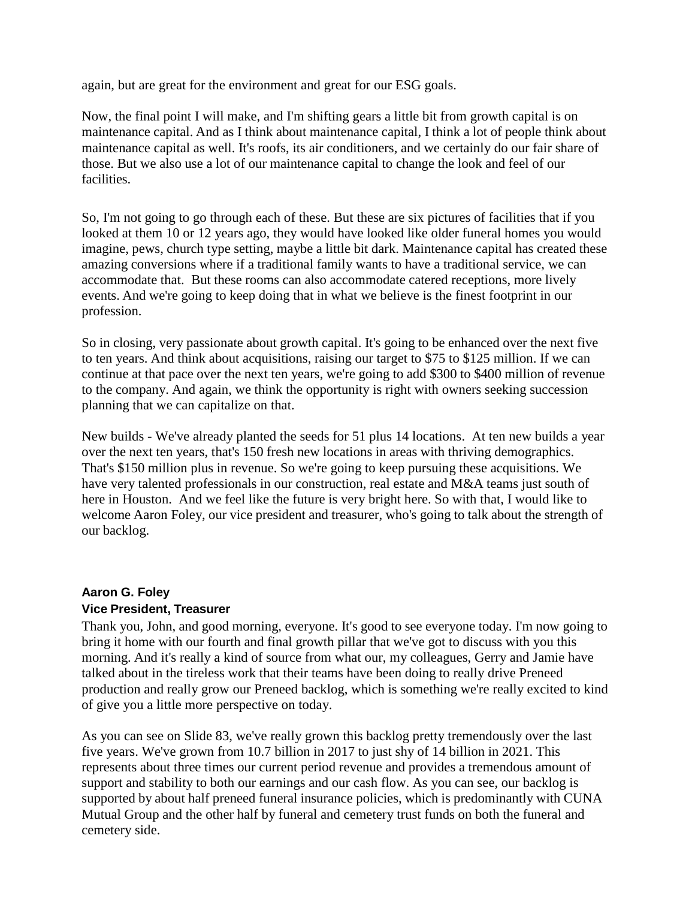again, but are great for the environment and great for our ESG goals.

Now, the final point I will make, and I'm shifting gears a little bit from growth capital is on maintenance capital. And as I think about maintenance capital, I think a lot of people think about maintenance capital as well. It's roofs, its air conditioners, and we certainly do our fair share of those. But we also use a lot of our maintenance capital to change the look and feel of our facilities.

So, I'm not going to go through each of these. But these are six pictures of facilities that if you looked at them 10 or 12 years ago, they would have looked like older funeral homes you would imagine, pews, church type setting, maybe a little bit dark. Maintenance capital has created these amazing conversions where if a traditional family wants to have a traditional service, we can accommodate that. But these rooms can also accommodate catered receptions, more lively events. And we're going to keep doing that in what we believe is the finest footprint in our profession.

So in closing, very passionate about growth capital. It's going to be enhanced over the next five to ten years. And think about acquisitions, raising our target to $75 to $125 million. If we can continue at that pace over the next ten years, we're going to add $300 to $400 million of revenue to the company. And again, we think the opportunity is right with owners seeking succession planning that we can capitalize on that.

New builds - We've already planted the seeds for 51 plus 14 locations. At ten new builds a year over the next ten years, that's 150 fresh new locations in areas with thriving demographics. That's $150 million plus in revenue. So we're going to keep pursuing these acquisitions. We have very talented professionals in our construction, real estate and M&A teams just south of here in Houston. And we feel like the future is very bright here. So with that, I would like to welcome Aaron Foley, our vice president and treasurer, who's going to talk about the strength of our backlog.

**Aaron G. Foley**
**Vice President, Treasurer**

Thank you, John, and good morning, everyone. It's good to see everyone today. I'm now going to bring it home with our fourth and final growth pillar that we've got to discuss with you this morning. And it's really a kind of source from what our, my colleagues, Gerry and Jamie have talked about in the tireless work that their teams have been doing to really drive Preneed production and really grow our Preneed backlog, which is something we're really excited to kind of give you a little more perspective on today.

As you can see on Slide 83, we've really grown this backlog pretty tremendously over the last five years. We've grown from 10.7 billion in 2017 to just shy of 14 billion in 2021. This represents about three times our current period revenue and provides a tremendous amount of support and stability to both our earnings and our cash flow. As you can see, our backlog is supported by about half preneed funeral insurance policies, which is predominantly with CUNA Mutual Group and the other half by funeral and cemetery trust funds on both the funeral and cemetery side.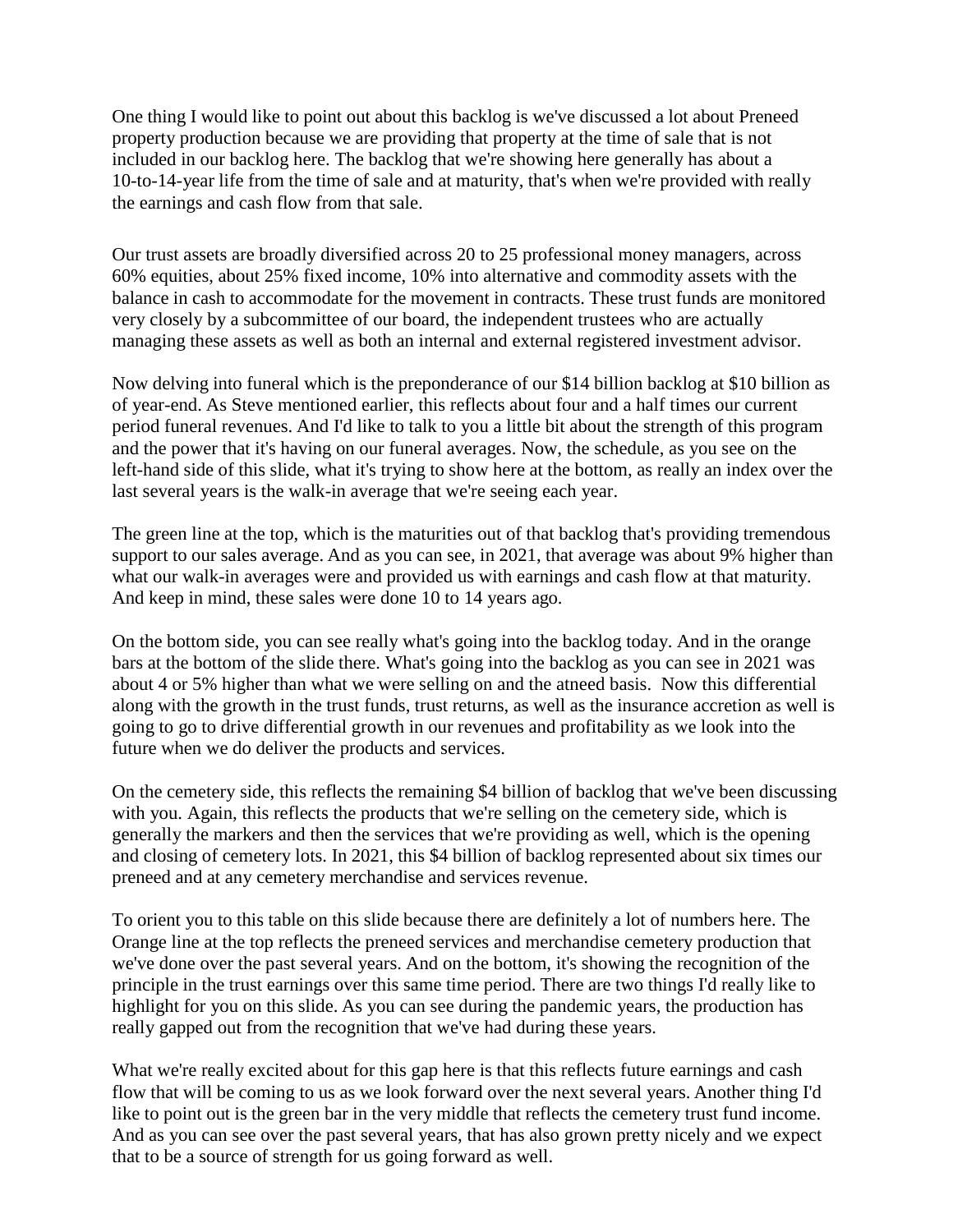One thing I would like to point out about this backlog is we've discussed a lot about Preneed property production because we are providing that property at the time of sale that is not included in our backlog here. The backlog that we're showing here generally has about a 10-to-14-year life from the time of sale and at maturity, that's when we're provided with really the earnings and cash flow from that sale.

Our trust assets are broadly diversified across 20 to 25 professional money managers, across 60% equities, about 25% fixed income, 10% into alternative and commodity assets with the balance in cash to accommodate for the movement in contracts. These trust funds are monitored very closely by a subcommittee of our board, the independent trustees who are actually managing these assets as well as both an internal and external registered investment advisor.

Now delving into funeral which is the preponderance of our $14 billion backlog at $10 billion as of year-end. As Steve mentioned earlier, this reflects about four and a half times our current period funeral revenues. And I'd like to talk to you a little bit about the strength of this program and the power that it's having on our funeral averages. Now, the schedule, as you see on the left-hand side of this slide, what it's trying to show here at the bottom, as really an index over the last several years is the walk-in average that we're seeing each year.

The green line at the top, which is the maturities out of that backlog that's providing tremendous support to our sales average. And as you can see, in 2021, that average was about 9% higher than what our walk-in averages were and provided us with earnings and cash flow at that maturity. And keep in mind, these sales were done 10 to 14 years ago.

On the bottom side, you can see really what's going into the backlog today. And in the orange bars at the bottom of the slide there. What's going into the backlog as you can see in 2021 was about 4 or 5% higher than what we were selling on and the atneed basis. Now this differential along with the growth in the trust funds, trust returns, as well as the insurance accretion as well is going to go to drive differential growth in our revenues and profitability as we look into the future when we do deliver the products and services.

On the cemetery side, this reflects the remaining $4 billion of backlog that we've been discussing with you. Again, this reflects the products that we're selling on the cemetery side, which is generally the markers and then the services that we're providing as well, which is the opening and closing of cemetery lots. In 2021, this $4 billion of backlog represented about six times our preneed and at any cemetery merchandise and services revenue.

To orient you to this table on this slide because there are definitely a lot of numbers here. The Orange line at the top reflects the preneed services and merchandise cemetery production that we've done over the past several years. And on the bottom, it's showing the recognition of the principle in the trust earnings over this same time period. There are two things I'd really like to highlight for you on this slide. As you can see during the pandemic years, the production has really gapped out from the recognition that we've had during these years.

What we're really excited about for this gap here is that this reflects future earnings and cash flow that will be coming to us as we look forward over the next several years. Another thing I'd like to point out is the green bar in the very middle that reflects the cemetery trust fund income. And as you can see over the past several years, that has also grown pretty nicely and we expect that to be a source of strength for us going forward as well.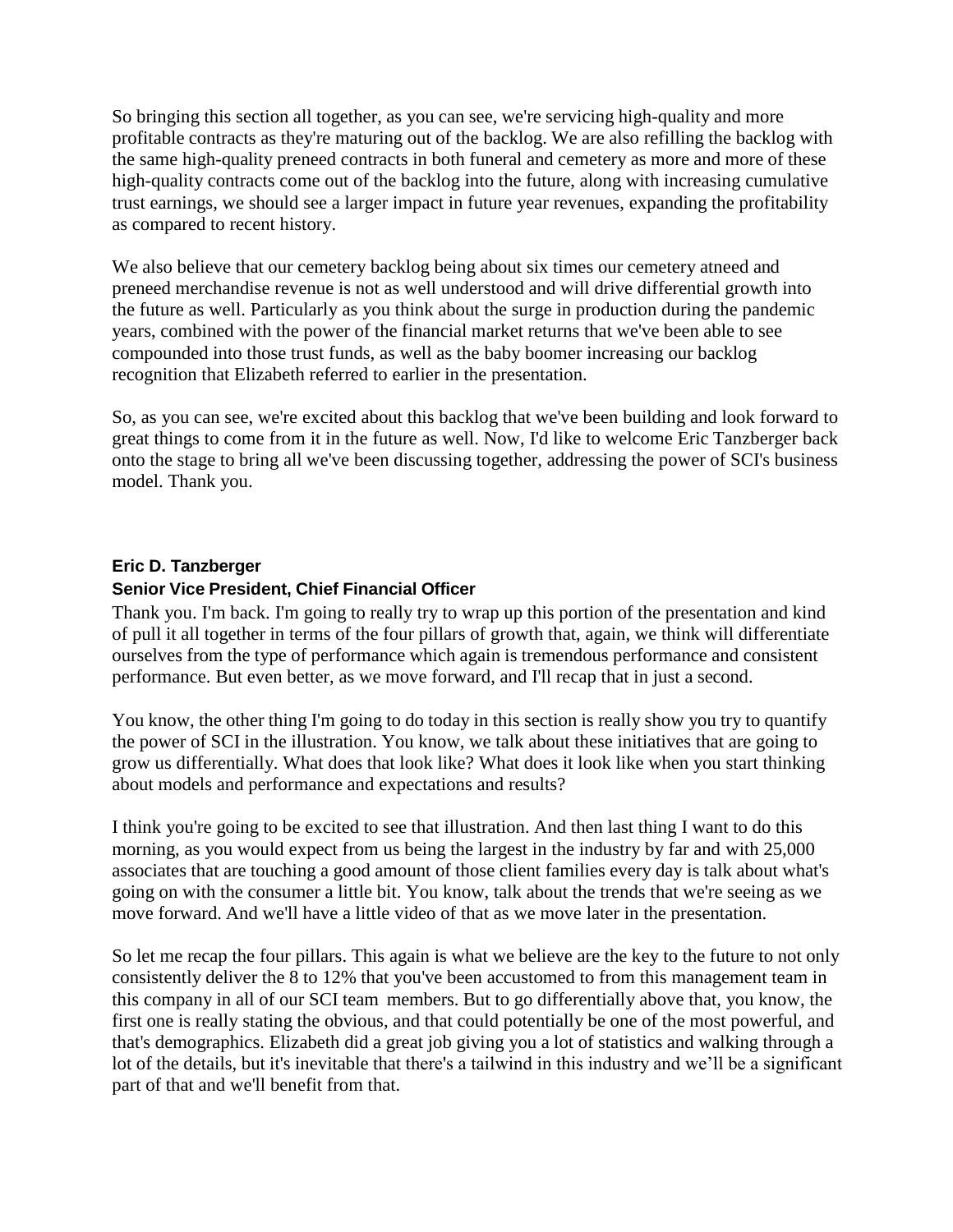So bringing this section all together, as you can see, we're servicing high-quality and more profitable contracts as they're maturing out of the backlog. We are also refilling the backlog with the same high-quality preneed contracts in both funeral and cemetery as more and more of these high-quality contracts come out of the backlog into the future, along with increasing cumulative trust earnings, we should see a larger impact in future year revenues, expanding the profitability as compared to recent history.

We also believe that our cemetery backlog being about six times our cemetery atneed and preneed merchandise revenue is not as well understood and will drive differential growth into the future as well. Particularly as you think about the surge in production during the pandemic years, combined with the power of the financial market returns that we've been able to see compounded into those trust funds, as well as the baby boomer increasing our backlog recognition that Elizabeth referred to earlier in the presentation.

So, as you can see, we're excited about this backlog that we've been building and look forward to great things to come from it in the future as well. Now, I'd like to welcome Eric Tanzberger back onto the stage to bring all we've been discussing together, addressing the power of SCI's business model. Thank you.

**Eric D. Tanzberger**
**Senior Vice President, Chief Financial Officer**

Thank you. I'm back. I'm going to really try to wrap up this portion of the presentation and kind of pull it all together in terms of the four pillars of growth that, again, we think will differentiate ourselves from the type of performance which again is tremendous performance and consistent performance. But even better, as we move forward, and I'll recap that in just a second.

You know, the other thing I'm going to do today in this section is really show you try to quantify the power of SCI in the illustration. You know, we talk about these initiatives that are going to grow us differentially. What does that look like? What does it look like when you start thinking about models and performance and expectations and results?

I think you're going to be excited to see that illustration. And then last thing I want to do this morning, as you would expect from us being the largest in the industry by far and with 25,000 associates that are touching a good amount of those client families every day is talk about what's going on with the consumer a little bit. You know, talk about the trends that we're seeing as we move forward. And we'll have a little video of that as we move later in the presentation.

So let me recap the four pillars. This again is what we believe are the key to the future to not only consistently deliver the 8 to 12% that you've been accustomed to from this management team in this company in all of our SCI team members. But to go differentially above that, you know, the first one is really stating the obvious, and that could potentially be one of the most powerful, and that's demographics. Elizabeth did a great job giving you a lot of statistics and walking through a lot of the details, but it's inevitable that there's a tailwind in this industry and we'll be a significant part of that and we'll benefit from that.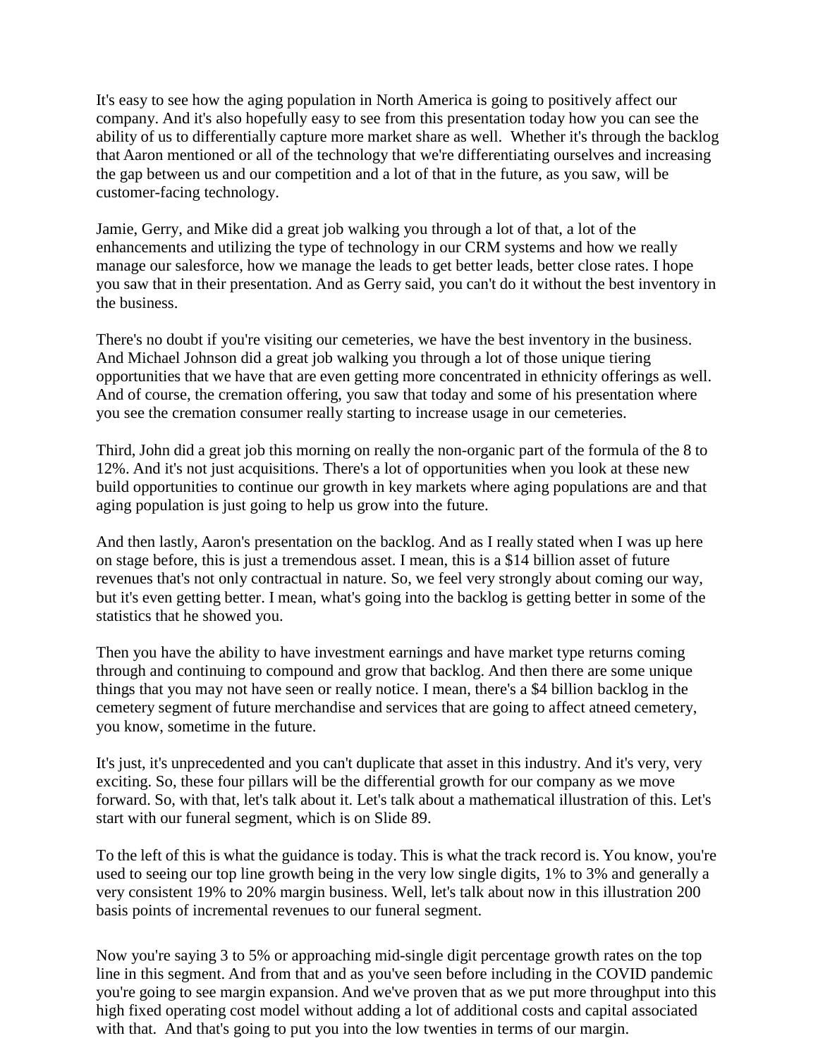It's easy to see how the aging population in North America is going to positively affect our company. And it's also hopefully easy to see from this presentation today how you can see the ability of us to differentially capture more market share as well. Whether it's through the backlog that Aaron mentioned or all of the technology that we're differentiating ourselves and increasing the gap between us and our competition and a lot of that in the future, as you saw, will be customer-facing technology.

Jamie, Gerry, and Mike did a great job walking you through a lot of that, a lot of the enhancements and utilizing the type of technology in our CRM systems and how we really manage our salesforce, how we manage the leads to get better leads, better close rates. I hope you saw that in their presentation. And as Gerry said, you can't do it without the best inventory in the business.

There's no doubt if you're visiting our cemeteries, we have the best inventory in the business. And Michael Johnson did a great job walking you through a lot of those unique tiering opportunities that we have that are even getting more concentrated in ethnicity offerings as well. And of course, the cremation offering, you saw that today and some of his presentation where you see the cremation consumer really starting to increase usage in our cemeteries.

Third, John did a great job this morning on really the non-organic part of the formula of the 8 to 12%. And it's not just acquisitions. There's a lot of opportunities when you look at these new build opportunities to continue our growth in key markets where aging populations are and that aging population is just going to help us grow into the future.

And then lastly, Aaron's presentation on the backlog. And as I really stated when I was up here on stage before, this is just a tremendous asset. I mean, this is a $14 billion asset of future revenues that's not only contractual in nature. So, we feel very strongly about coming our way, but it's even getting better. I mean, what's going into the backlog is getting better in some of the statistics that he showed you.

Then you have the ability to have investment earnings and have market type returns coming through and continuing to compound and grow that backlog. And then there are some unique things that you may not have seen or really notice. I mean, there's a $4 billion backlog in the cemetery segment of future merchandise and services that are going to affect atneed cemetery, you know, sometime in the future.

It's just, it's unprecedented and you can't duplicate that asset in this industry. And it's very, very exciting. So, these four pillars will be the differential growth for our company as we move forward. So, with that, let's talk about it. Let's talk about a mathematical illustration of this. Let's start with our funeral segment, which is on Slide 89.

To the left of this is what the guidance is today. This is what the track record is. You know, you're used to seeing our top line growth being in the very low single digits, 1% to 3% and generally a very consistent 19% to 20% margin business. Well, let's talk about now in this illustration 200 basis points of incremental revenues to our funeral segment.

Now you're saying 3 to 5% or approaching mid-single digit percentage growth rates on the top line in this segment. And from that and as you've seen before including in the COVID pandemic you're going to see margin expansion. And we've proven that as we put more throughput into this high fixed operating cost model without adding a lot of additional costs and capital associated with that. And that's going to put you into the low twenties in terms of our margin.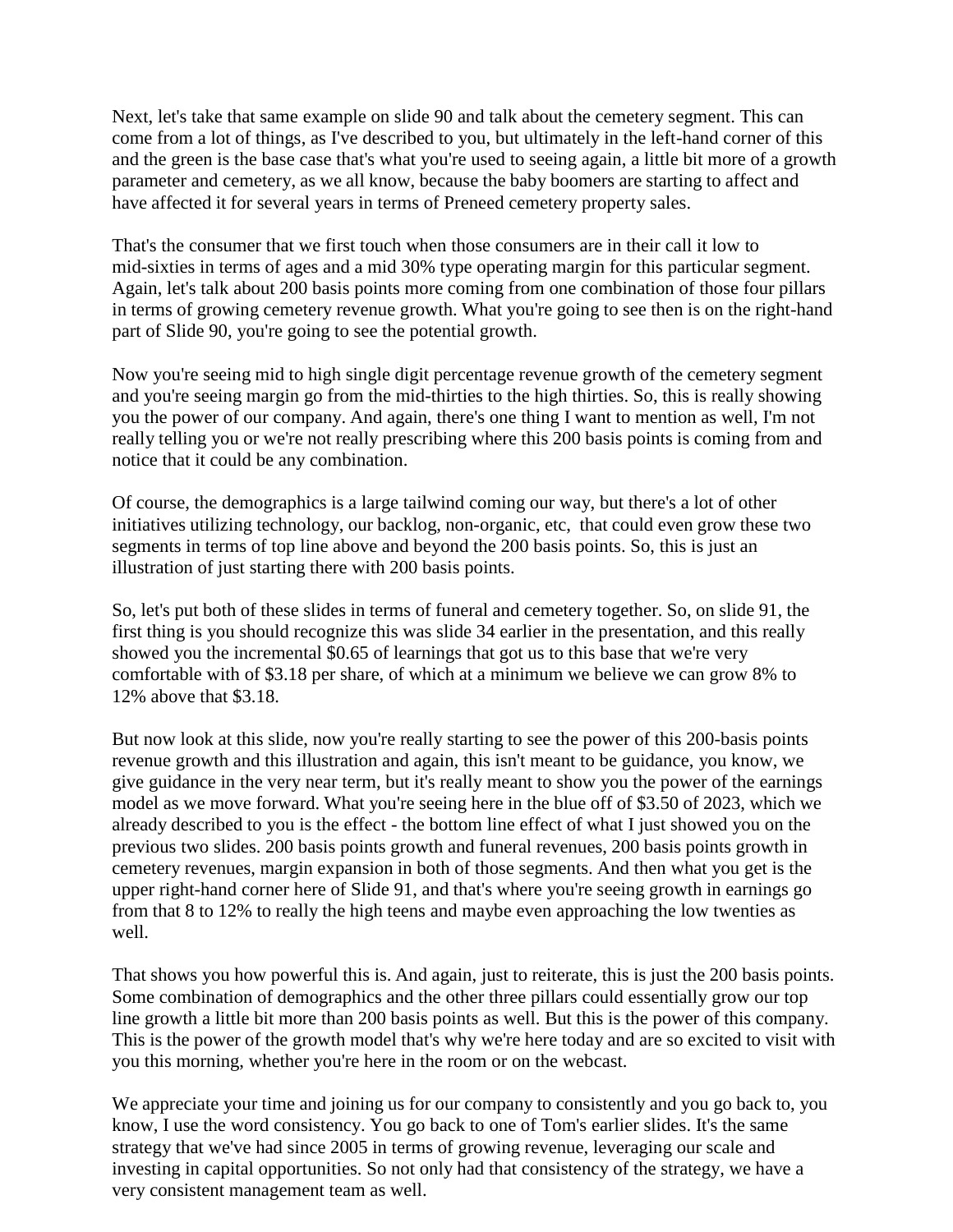Next, let's take that same example on slide 90 and talk about the cemetery segment. This can come from a lot of things, as I've described to you, but ultimately in the left-hand corner of this and the green is the base case that's what you're used to seeing again, a little bit more of a growth parameter and cemetery, as we all know, because the baby boomers are starting to affect and have affected it for several years in terms of Preneed cemetery property sales.

That's the consumer that we first touch when those consumers are in their call it low to mid-sixties in terms of ages and a mid 30% type operating margin for this particular segment. Again, let's talk about 200 basis points more coming from one combination of those four pillars in terms of growing cemetery revenue growth. What you're going to see then is on the right-hand part of Slide 90, you're going to see the potential growth.

Now you're seeing mid to high single digit percentage revenue growth of the cemetery segment and you're seeing margin go from the mid-thirties to the high thirties. So, this is really showing you the power of our company. And again, there's one thing I want to mention as well, I'm not really telling you or we're not really prescribing where this 200 basis points is coming from and notice that it could be any combination.

Of course, the demographics is a large tailwind coming our way, but there's a lot of other initiatives utilizing technology, our backlog, non-organic, etc, that could even grow these two segments in terms of top line above and beyond the 200 basis points. So, this is just an illustration of just starting there with 200 basis points.

So, let's put both of these slides in terms of funeral and cemetery together. So, on slide 91, the first thing is you should recognize this was slide 34 earlier in the presentation, and this really showed you the incremental $0.65 of learnings that got us to this base that we're very comfortable with of $3.18 per share, of which at a minimum we believe we can grow 8% to 12% above that $3.18.

But now look at this slide, now you're really starting to see the power of this 200-basis points revenue growth and this illustration and again, this isn't meant to be guidance, you know, we give guidance in the very near term, but it's really meant to show you the power of the earnings model as we move forward. What you're seeing here in the blue off of $3.50 of 2023, which we already described to you is the effect - the bottom line effect of what I just showed you on the previous two slides. 200 basis points growth and funeral revenues, 200 basis points growth in cemetery revenues, margin expansion in both of those segments. And then what you get is the upper right-hand corner here of Slide 91, and that's where you're seeing growth in earnings go from that 8 to 12% to really the high teens and maybe even approaching the low twenties as well.

That shows you how powerful this is. And again, just to reiterate, this is just the 200 basis points. Some combination of demographics and the other three pillars could essentially grow our top line growth a little bit more than 200 basis points as well. But this is the power of this company. This is the power of the growth model that's why we're here today and are so excited to visit with you this morning, whether you're here in the room or on the webcast.

We appreciate your time and joining us for our company to consistently and you go back to, you know, I use the word consistency. You go back to one of Tom's earlier slides. It's the same strategy that we've had since 2005 in terms of growing revenue, leveraging our scale and investing in capital opportunities. So not only had that consistency of the strategy, we have a very consistent management team as well.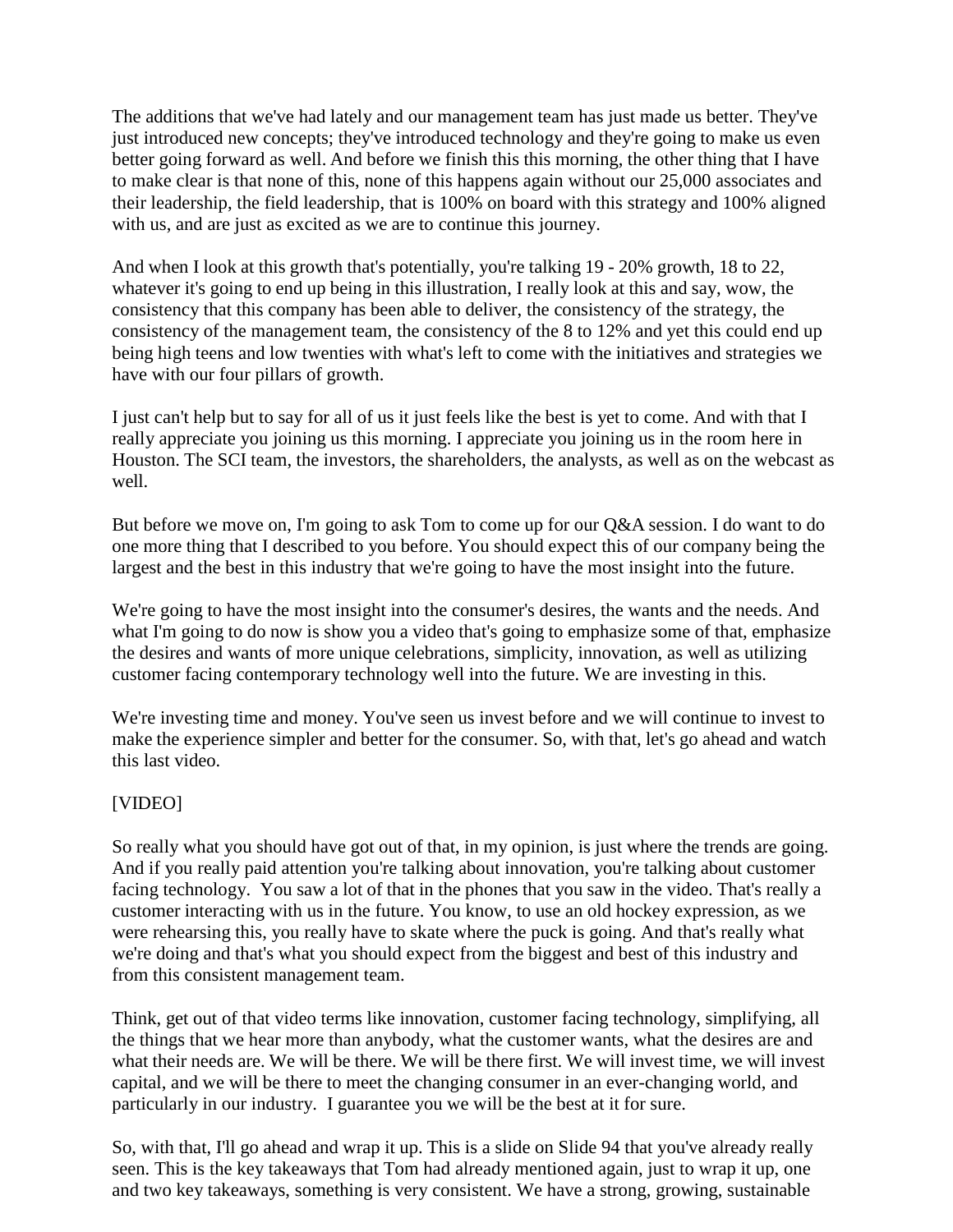The additions that we've had lately and our management team has just made us better. They've just introduced new concepts; they've introduced technology and they're going to make us even better going forward as well. And before we finish this this morning, the other thing that I have to make clear is that none of this, none of this happens again without our 25,000 associates and their leadership, the field leadership, that is 100% on board with this strategy and 100% aligned with us, and are just as excited as we are to continue this journey.

And when I look at this growth that's potentially, you're talking 19 - 20% growth, 18 to 22, whatever it's going to end up being in this illustration, I really look at this and say, wow, the consistency that this company has been able to deliver, the consistency of the strategy, the consistency of the management team, the consistency of the 8 to 12% and yet this could end up being high teens and low twenties with what's left to come with the initiatives and strategies we have with our four pillars of growth.

I just can't help but to say for all of us it just feels like the best is yet to come. And with that I really appreciate you joining us this morning. I appreciate you joining us in the room here in Houston. The SCI team, the investors, the shareholders, the analysts, as well as on the webcast as well.

But before we move on, I'm going to ask Tom to come up for our Q&A session. I do want to do one more thing that I described to you before. You should expect this of our company being the largest and the best in this industry that we're going to have the most insight into the future.

We're going to have the most insight into the consumer's desires, the wants and the needs. And what I'm going to do now is show you a video that's going to emphasize some of that, emphasize the desires and wants of more unique celebrations, simplicity, innovation, as well as utilizing customer facing contemporary technology well into the future. We are investing in this.

We're investing time and money. You've seen us invest before and we will continue to invest to make the experience simpler and better for the consumer. So, with that, let's go ahead and watch this last video.

[VIDEO]

So really what you should have got out of that, in my opinion, is just where the trends are going. And if you really paid attention you're talking about innovation, you're talking about customer facing technology. You saw a lot of that in the phones that you saw in the video. That's really a customer interacting with us in the future. You know, to use an old hockey expression, as we were rehearsing this, you really have to skate where the puck is going. And that's really what we're doing and that's what you should expect from the biggest and best of this industry and from this consistent management team.

Think, get out of that video terms like innovation, customer facing technology, simplifying, all the things that we hear more than anybody, what the customer wants, what the desires are and what their needs are. We will be there. We will be there first. We will invest time, we will invest capital, and we will be there to meet the changing consumer in an ever-changing world, and particularly in our industry. I guarantee you we will be the best at it for sure.

So, with that, I'll go ahead and wrap it up. This is a slide on Slide 94 that you've already really seen. This is the key takeaways that Tom had already mentioned again, just to wrap it up, one and two key takeaways, something is very consistent. We have a strong, growing, sustainable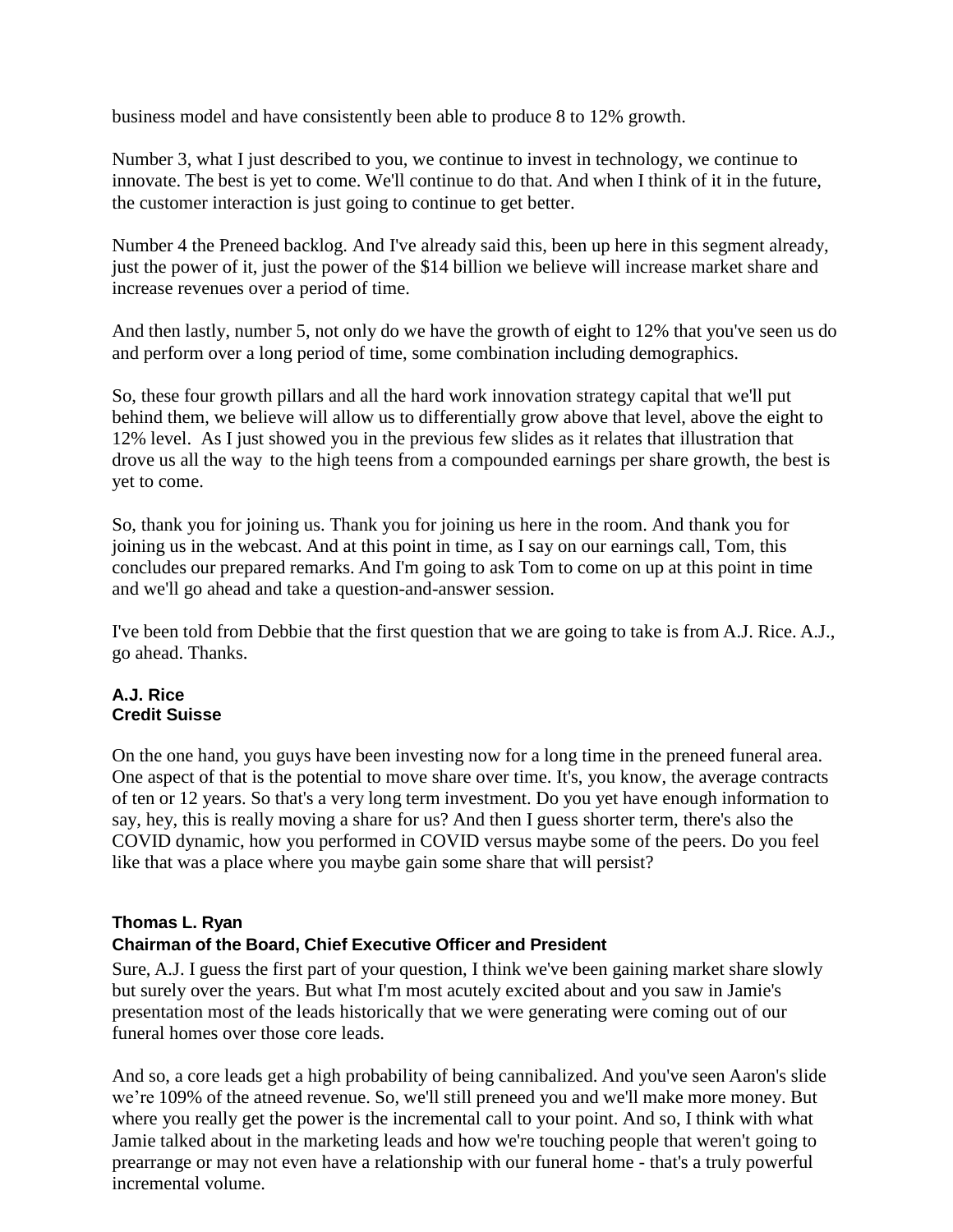business model and have consistently been able to produce 8 to 12% growth.

Number 3, what I just described to you, we continue to invest in technology, we continue to innovate. The best is yet to come. We'll continue to do that. And when I think of it in the future, the customer interaction is just going to continue to get better.

Number 4 the Preneed backlog. And I've already said this, been up here in this segment already, just the power of it, just the power of the $14 billion we believe will increase market share and increase revenues over a period of time.

And then lastly, number 5, not only do we have the growth of eight to 12% that you've seen us do and perform over a long period of time, some combination including demographics.

So, these four growth pillars and all the hard work innovation strategy capital that we'll put behind them, we believe will allow us to differentially grow above that level, above the eight to 12% level. As I just showed you in the previous few slides as it relates that illustration that drove us all the way to the high teens from a compounded earnings per share growth, the best is yet to come.

So, thank you for joining us. Thank you for joining us here in the room. And thank you for joining us in the webcast. And at this point in time, as I say on our earnings call, Tom, this concludes our prepared remarks. And I'm going to ask Tom to come on up at this point in time and we'll go ahead and take a question-and-answer session.

I've been told from Debbie that the first question that we are going to take is from A.J. Rice. A.J., go ahead. Thanks.

**A.J. Rice**
**Credit Suisse**

On the one hand, you guys have been investing now for a long time in the preneed funeral area. One aspect of that is the potential to move share over time. It's, you know, the average contracts of ten or 12 years. So that's a very long term investment. Do you yet have enough information to say, hey, this is really moving a share for us? And then I guess shorter term, there's also the COVID dynamic, how you performed in COVID versus maybe some of the peers. Do you feel like that was a place where you maybe gain some share that will persist?

**Thomas L. Ryan**
**Chairman of the Board, Chief Executive Officer and President**

Sure, A.J. I guess the first part of your question, I think we've been gaining market share slowly but surely over the years. But what I'm most acutely excited about and you saw in Jamie's presentation most of the leads historically that we were generating were coming out of our funeral homes over those core leads.

And so, a core leads get a high probability of being cannibalized. And you've seen Aaron's slide we're 109% of the atneed revenue. So, we'll still preneed you and we'll make more money. But where you really get the power is the incremental call to your point. And so, I think with what Jamie talked about in the marketing leads and how we're touching people that weren't going to prearrange or may not even have a relationship with our funeral home - that's a truly powerful incremental volume.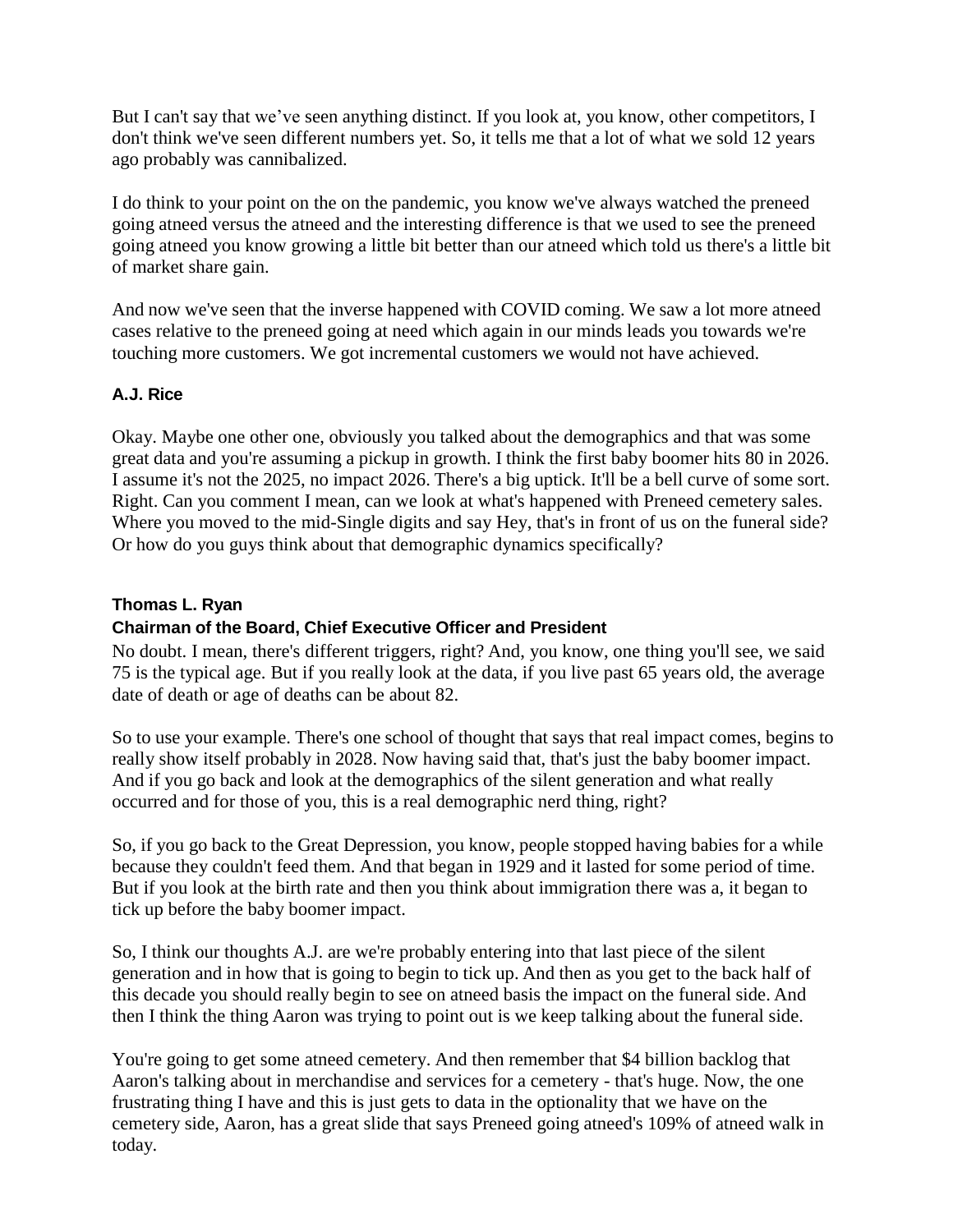But I can't say that we've seen anything distinct. If you look at, you know, other competitors, I don't think we've seen different numbers yet. So, it tells me that a lot of what we sold 12 years ago probably was cannibalized.

I do think to your point on the on the pandemic, you know we've always watched the preneed going atneed versus the atneed and the interesting difference is that we used to see the preneed going atneed you know growing a little bit better than our atneed which told us there's a little bit of market share gain.

And now we've seen that the inverse happened with COVID coming. We saw a lot more atneed cases relative to the preneed going at need which again in our minds leads you towards we're touching more customers. We got incremental customers we would not have achieved.

**A.J. Rice**

Okay. Maybe one other one, obviously you talked about the demographics and that was some great data and you're assuming a pickup in growth. I think the first baby boomer hits 80 in 2026. I assume it's not the 2025, no impact 2026. There's a big uptick. It'll be a bell curve of some sort. Right. Can you comment I mean, can we look at what's happened with Preneed cemetery sales. Where you moved to the mid-Single digits and say Hey, that's in front of us on the funeral side? Or how do you guys think about that demographic dynamics specifically?

**Thomas L. Ryan**
**Chairman of the Board, Chief Executive Officer and President**

No doubt. I mean, there's different triggers, right? And, you know, one thing you'll see, we said 75 is the typical age. But if you really look at the data, if you live past 65 years old, the average date of death or age of deaths can be about 82.

So to use your example. There's one school of thought that says that real impact comes, begins to really show itself probably in 2028. Now having said that, that's just the baby boomer impact. And if you go back and look at the demographics of the silent generation and what really occurred and for those of you, this is a real demographic nerd thing, right?

So, if you go back to the Great Depression, you know, people stopped having babies for a while because they couldn't feed them. And that began in 1929 and it lasted for some period of time. But if you look at the birth rate and then you think about immigration there was a, it began to tick up before the baby boomer impact.

So, I think our thoughts A.J. are we're probably entering into that last piece of the silent generation and in how that is going to begin to tick up. And then as you get to the back half of this decade you should really begin to see on atneed basis the impact on the funeral side. And then I think the thing Aaron was trying to point out is we keep talking about the funeral side.

You're going to get some atneed cemetery. And then remember that $4 billion backlog that Aaron's talking about in merchandise and services for a cemetery - that's huge. Now, the one frustrating thing I have and this is just gets to data in the optionality that we have on the cemetery side, Aaron, has a great slide that says Preneed going atneed's 109% of atneed walk in today.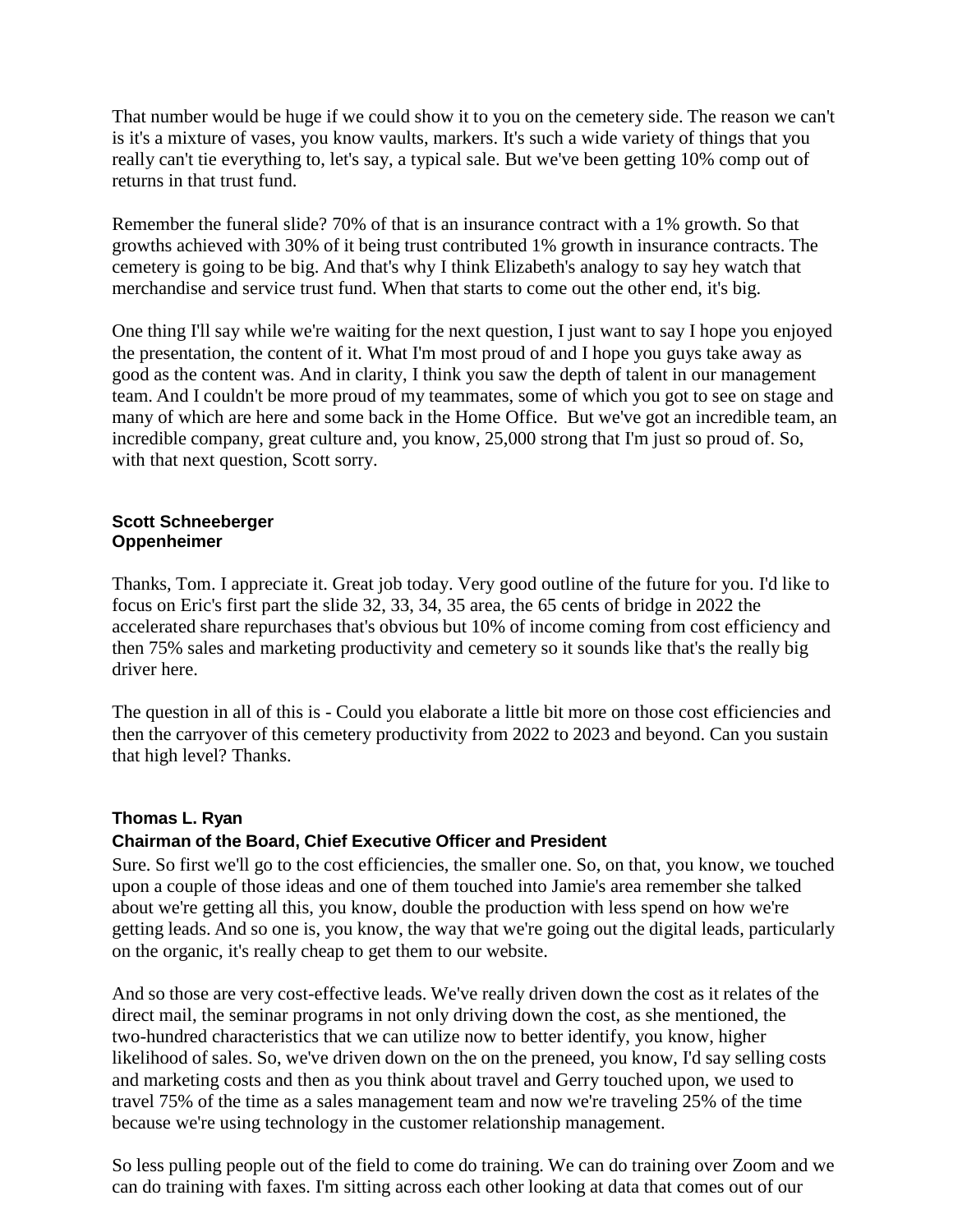That number would be huge if we could show it to you on the cemetery side. The reason we can't is it's a mixture of vases, you know vaults, markers. It's such a wide variety of things that you really can't tie everything to, let's say, a typical sale. But we've been getting 10% comp out of returns in that trust fund.

Remember the funeral slide? 70% of that is an insurance contract with a 1% growth. So that growths achieved with 30% of it being trust contributed 1% growth in insurance contracts. The cemetery is going to be big. And that's why I think Elizabeth's analogy to say hey watch that merchandise and service trust fund. When that starts to come out the other end, it's big.

One thing I'll say while we're waiting for the next question, I just want to say I hope you enjoyed the presentation, the content of it. What I'm most proud of and I hope you guys take away as good as the content was. And in clarity, I think you saw the depth of talent in our management team. And I couldn't be more proud of my teammates, some of which you got to see on stage and many of which are here and some back in the Home Office. But we've got an incredible team, an incredible company, great culture and, you know, 25,000 strong that I'm just so proud of. So, with that next question, Scott sorry.

**Scott Schneeberger**
**Oppenheimer**

Thanks, Tom. I appreciate it. Great job today. Very good outline of the future for you. I'd like to focus on Eric's first part the slide 32, 33, 34, 35 area, the 65 cents of bridge in 2022 the accelerated share repurchases that's obvious but 10% of income coming from cost efficiency and then 75% sales and marketing productivity and cemetery so it sounds like that's the really big driver here.

The question in all of this is - Could you elaborate a little bit more on those cost efficiencies and then the carryover of this cemetery productivity from 2022 to 2023 and beyond. Can you sustain that high level? Thanks.

**Thomas L. Ryan**
**Chairman of the Board, Chief Executive Officer and President**

Sure. So first we'll go to the cost efficiencies, the smaller one. So, on that, you know, we touched upon a couple of those ideas and one of them touched into Jamie's area remember she talked about we're getting all this, you know, double the production with less spend on how we're getting leads. And so one is, you know, the way that we're going out the digital leads, particularly on the organic, it's really cheap to get them to our website.

And so those are very cost-effective leads. We've really driven down the cost as it relates of the direct mail, the seminar programs in not only driving down the cost, as she mentioned, the two-hundred characteristics that we can utilize now to better identify, you know, higher likelihood of sales. So, we've driven down on the on the preneed, you know, I'd say selling costs and marketing costs and then as you think about travel and Gerry touched upon, we used to travel 75% of the time as a sales management team and now we're traveling 25% of the time because we're using technology in the customer relationship management.

So less pulling people out of the field to come do training. We can do training over Zoom and we can do training with faxes. I'm sitting across each other looking at data that comes out of our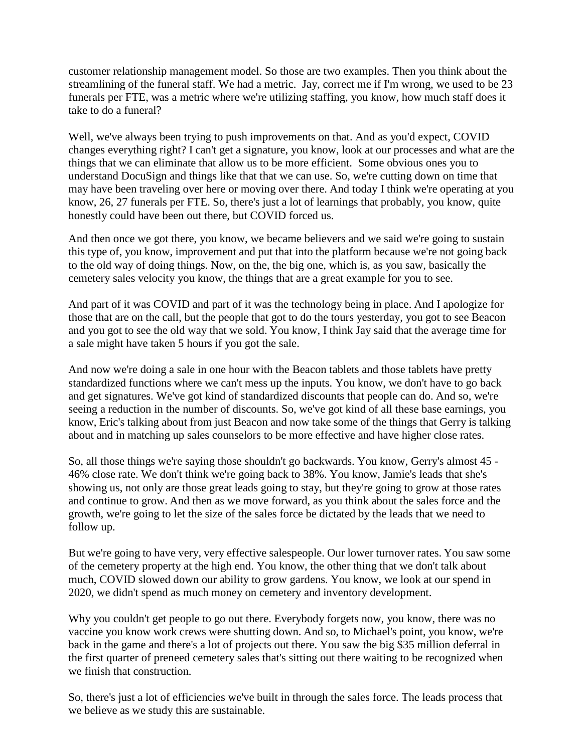customer relationship management model. So those are two examples. Then you think about the streamlining of the funeral staff. We had a metric. Jay, correct me if I'm wrong, we used to be 23 funerals per FTE, was a metric where we're utilizing staffing, you know, how much staff does it take to do a funeral?

Well, we've always been trying to push improvements on that. And as you'd expect, COVID changes everything right? I can't get a signature, you know, look at our processes and what are the things that we can eliminate that allow us to be more efficient. Some obvious ones you to understand DocuSign and things like that that we can use. So, we're cutting down on time that may have been traveling over here or moving over there. And today I think we're operating at you know, 26, 27 funerals per FTE. So, there's just a lot of learnings that probably, you know, quite honestly could have been out there, but COVID forced us.

And then once we got there, you know, we became believers and we said we're going to sustain this type of, you know, improvement and put that into the platform because we're not going back to the old way of doing things. Now, on the, the big one, which is, as you saw, basically the cemetery sales velocity you know, the things that are a great example for you to see.

And part of it was COVID and part of it was the technology being in place. And I apologize for those that are on the call, but the people that got to do the tours yesterday, you got to see Beacon and you got to see the old way that we sold. You know, I think Jay said that the average time for a sale might have taken 5 hours if you got the sale.

And now we're doing a sale in one hour with the Beacon tablets and those tablets have pretty standardized functions where we can't mess up the inputs. You know, we don't have to go back and get signatures. We've got kind of standardized discounts that people can do. And so, we're seeing a reduction in the number of discounts. So, we've got kind of all these base earnings, you know, Eric's talking about from just Beacon and now take some of the things that Gerry is talking about and in matching up sales counselors to be more effective and have higher close rates.

So, all those things we're saying those shouldn't go backwards. You know, Gerry's almost 45 - 46% close rate. We don't think we're going back to 38%. You know, Jamie's leads that she's showing us, not only are those great leads going to stay, but they're going to grow at those rates and continue to grow. And then as we move forward, as you think about the sales force and the growth, we're going to let the size of the sales force be dictated by the leads that we need to follow up.

But we're going to have very, very effective salespeople. Our lower turnover rates. You saw some of the cemetery property at the high end. You know, the other thing that we don't talk about much, COVID slowed down our ability to grow gardens. You know, we look at our spend in 2020, we didn't spend as much money on cemetery and inventory development.

Why you couldn't get people to go out there. Everybody forgets now, you know, there was no vaccine you know work crews were shutting down. And so, to Michael's point, you know, we're back in the game and there's a lot of projects out there. You saw the big $35 million deferral in the first quarter of preneed cemetery sales that's sitting out there waiting to be recognized when we finish that construction.

So, there's just a lot of efficiencies we've built in through the sales force. The leads process that we believe as we study this are sustainable.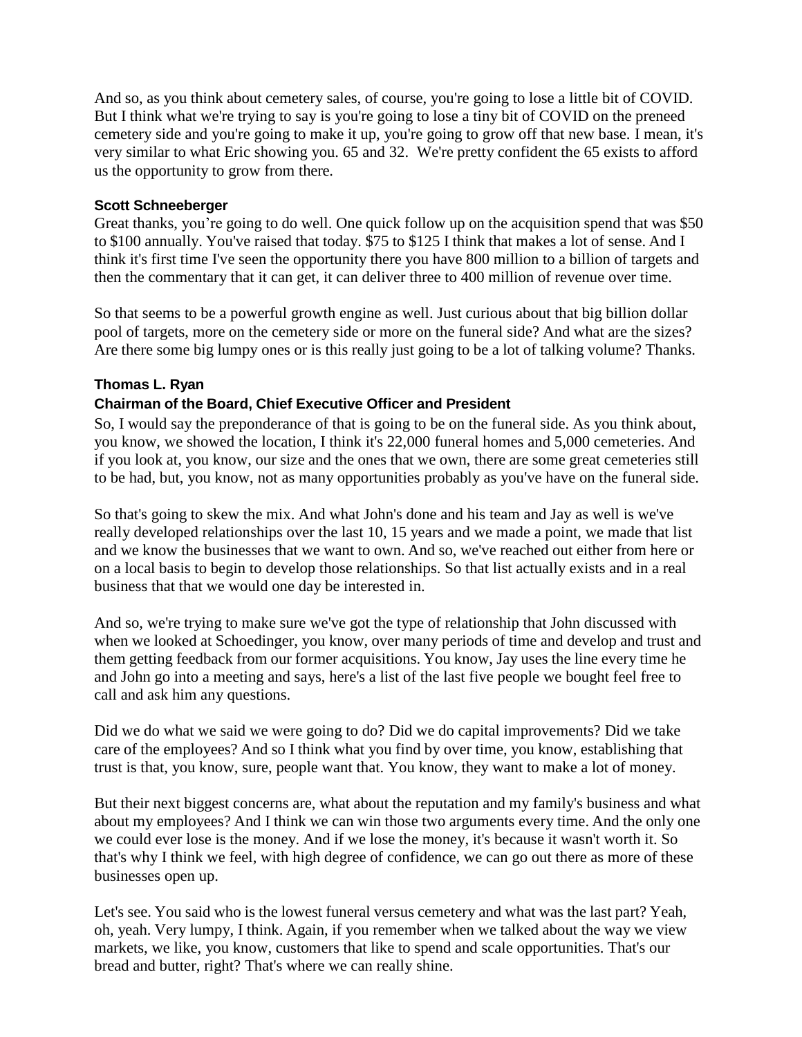And so, as you think about cemetery sales, of course, you're going to lose a little bit of COVID. But I think what we're trying to say is you're going to lose a tiny bit of COVID on the preneed cemetery side and you're going to make it up, you're going to grow off that new base. I mean, it's very similar to what Eric showing you. 65 and 32. We're pretty confident the 65 exists to afford us the opportunity to grow from there.

**Scott Schneeberger**

Great thanks, you're going to do well. One quick follow up on the acquisition spend that was $50 to $100 annually. You've raised that today. $75 to $125 I think that makes a lot of sense. And I think it's first time I've seen the opportunity there you have 800 million to a billion of targets and then the commentary that it can get, it can deliver three to 400 million of revenue over time.

So that seems to be a powerful growth engine as well. Just curious about that big billion dollar pool of targets, more on the cemetery side or more on the funeral side? And what are the sizes? Are there some big lumpy ones or is this really just going to be a lot of talking volume? Thanks.

**Thomas L. Ryan**
**Chairman of the Board, Chief Executive Officer and President**

So, I would say the preponderance of that is going to be on the funeral side. As you think about, you know, we showed the location, I think it's 22,000 funeral homes and 5,000 cemeteries. And if you look at, you know, our size and the ones that we own, there are some great cemeteries still to be had, but, you know, not as many opportunities probably as you've have on the funeral side.

So that's going to skew the mix. And what John's done and his team and Jay as well is we've really developed relationships over the last 10, 15 years and we made a point, we made that list and we know the businesses that we want to own. And so, we've reached out either from here or on a local basis to begin to develop those relationships. So that list actually exists and in a real business that that we would one day be interested in.

And so, we're trying to make sure we've got the type of relationship that John discussed with when we looked at Schoedinger, you know, over many periods of time and develop and trust and them getting feedback from our former acquisitions. You know, Jay uses the line every time he and John go into a meeting and says, here's a list of the last five people we bought feel free to call and ask him any questions.

Did we do what we said we were going to do? Did we do capital improvements? Did we take care of the employees? And so I think what you find by over time, you know, establishing that trust is that, you know, sure, people want that. You know, they want to make a lot of money.

But their next biggest concerns are, what about the reputation and my family's business and what about my employees? And I think we can win those two arguments every time. And the only one we could ever lose is the money. And if we lose the money, it's because it wasn't worth it. So that's why I think we feel, with high degree of confidence, we can go out there as more of these businesses open up.

Let's see. You said who is the lowest funeral versus cemetery and what was the last part? Yeah, oh, yeah. Very lumpy, I think. Again, if you remember when we talked about the way we view markets, we like, you know, customers that like to spend and scale opportunities. That's our bread and butter, right? That's where we can really shine.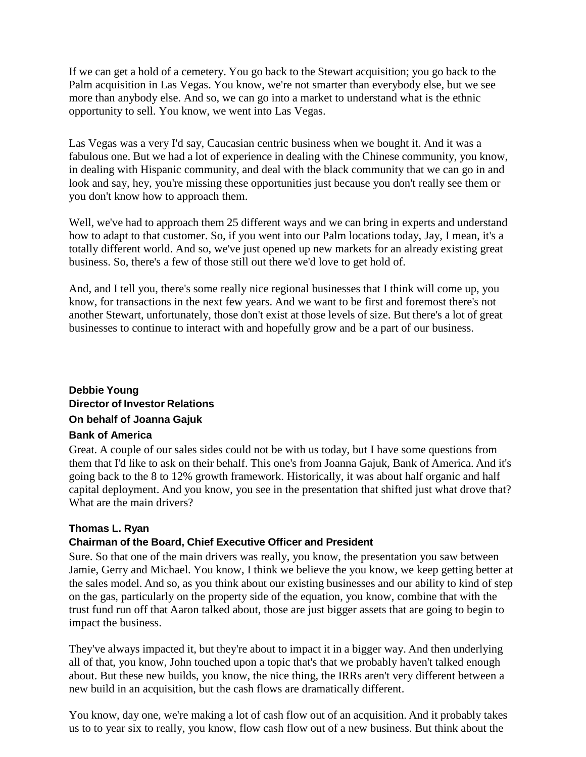If we can get a hold of a cemetery. You go back to the Stewart acquisition; you go back to the Palm acquisition in Las Vegas. You know, we're not smarter than everybody else, but we see more than anybody else. And so, we can go into a market to understand what is the ethnic opportunity to sell. You know, we went into Las Vegas.

Las Vegas was a very I'd say, Caucasian centric business when we bought it. And it was a fabulous one. But we had a lot of experience in dealing with the Chinese community, you know, in dealing with Hispanic community, and deal with the black community that we can go in and look and say, hey, you're missing these opportunities just because you don't really see them or you don't know how to approach them.

Well, we've had to approach them 25 different ways and we can bring in experts and understand how to adapt to that customer. So, if you went into our Palm locations today, Jay, I mean, it's a totally different world. And so, we've just opened up new markets for an already existing great business. So, there's a few of those still out there we'd love to get hold of.

And, and I tell you, there's some really nice regional businesses that I think will come up, you know, for transactions in the next few years. And we want to be first and foremost there's not another Stewart, unfortunately, those don't exist at those levels of size. But there's a lot of great businesses to continue to interact with and hopefully grow and be a part of our business.

**Debbie Young**
**Director of Investor Relations**
**On behalf of Joanna Gajuk**
**Bank of America**

Great. A couple of our sales sides could not be with us today, but I have some questions from them that I'd like to ask on their behalf. This one's from Joanna Gajuk, Bank of America. And it's going back to the 8 to 12% growth framework. Historically, it was about half organic and half capital deployment. And you know, you see in the presentation that shifted just what drove that? What are the main drivers?

**Thomas L. Ryan**
**Chairman of the Board, Chief Executive Officer and President**

Sure. So that one of the main drivers was really, you know, the presentation you saw between Jamie, Gerry and Michael. You know, I think we believe the you know, we keep getting better at the sales model. And so, as you think about our existing businesses and our ability to kind of step on the gas, particularly on the property side of the equation, you know, combine that with the trust fund run off that Aaron talked about, those are just bigger assets that are going to begin to impact the business.

They've always impacted it, but they're about to impact it in a bigger way. And then underlying all of that, you know, John touched upon a topic that's that we probably haven't talked enough about. But these new builds, you know, the nice thing, the IRRs aren't very different between a new build in an acquisition, but the cash flows are dramatically different.

You know, day one, we're making a lot of cash flow out of an acquisition. And it probably takes us to to year six to really, you know, flow cash flow out of a new business. But think about the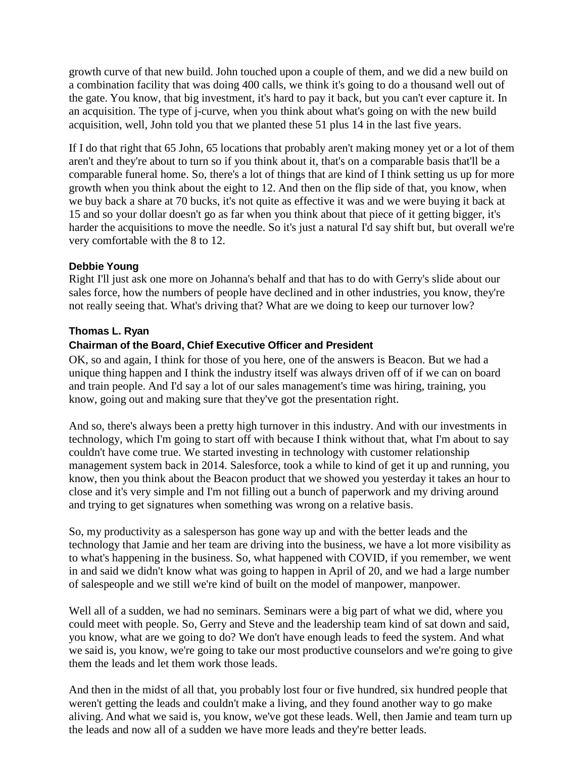growth curve of that new build. John touched upon a couple of them, and we did a new build on a combination facility that was doing 400 calls, we think it's going to do a thousand well out of the gate. You know, that big investment, it's hard to pay it back, but you can't ever capture it. In an acquisition. The type of j-curve, when you think about what's going on with the new build acquisition, well, John told you that we planted these 51 plus 14 in the last five years.

If I do that right that 65 John, 65 locations that probably aren't making money yet or a lot of them aren't and they're about to turn so if you think about it, that's on a comparable basis that'll be a comparable funeral home. So, there's a lot of things that are kind of I think setting us up for more growth when you think about the eight to 12. And then on the flip side of that, you know, when we buy back a share at 70 bucks, it's not quite as effective it was and we were buying it back at 15 and so your dollar doesn't go as far when you think about that piece of it getting bigger, it's harder the acquisitions to move the needle. So it's just a natural I'd say shift but, but overall we're very comfortable with the 8 to 12.

**Debbie Young**

Right I'll just ask one more on Johanna's behalf and that has to do with Gerry's slide about our sales force, how the numbers of people have declined and in other industries, you know, they're not really seeing that. What's driving that? What are we doing to keep our turnover low?

**Thomas L. Ryan**
**Chairman of the Board, Chief Executive Officer and President**

OK, so and again, I think for those of you here, one of the answers is Beacon. But we had a unique thing happen and I think the industry itself was always driven off of if we can on board and train people. And I'd say a lot of our sales management's time was hiring, training, you know, going out and making sure that they've got the presentation right.

And so, there's always been a pretty high turnover in this industry. And with our investments in technology, which I'm going to start off with because I think without that, what I'm about to say couldn't have come true. We started investing in technology with customer relationship management system back in 2014. Salesforce, took a while to kind of get it up and running, you know, then you think about the Beacon product that we showed you yesterday it takes an hour to close and it's very simple and I'm not filling out a bunch of paperwork and my driving around and trying to get signatures when something was wrong on a relative basis.

So, my productivity as a salesperson has gone way up and with the better leads and the technology that Jamie and her team are driving into the business, we have a lot more visibility as to what's happening in the business. So, what happened with COVID, if you remember, we went in and said we didn't know what was going to happen in April of 20, and we had a large number of salespeople and we still we're kind of built on the model of manpower, manpower.

Well all of a sudden, we had no seminars. Seminars were a big part of what we did, where you could meet with people. So, Gerry and Steve and the leadership team kind of sat down and said, you know, what are we going to do? We don't have enough leads to feed the system. And what we said is, you know, we're going to take our most productive counselors and we're going to give them the leads and let them work those leads.

And then in the midst of all that, you probably lost four or five hundred, six hundred people that weren't getting the leads and couldn't make a living, and they found another way to go make aliving. And what we said is, you know, we've got these leads. Well, then Jamie and team turn up the leads and now all of a sudden we have more leads and they're better leads.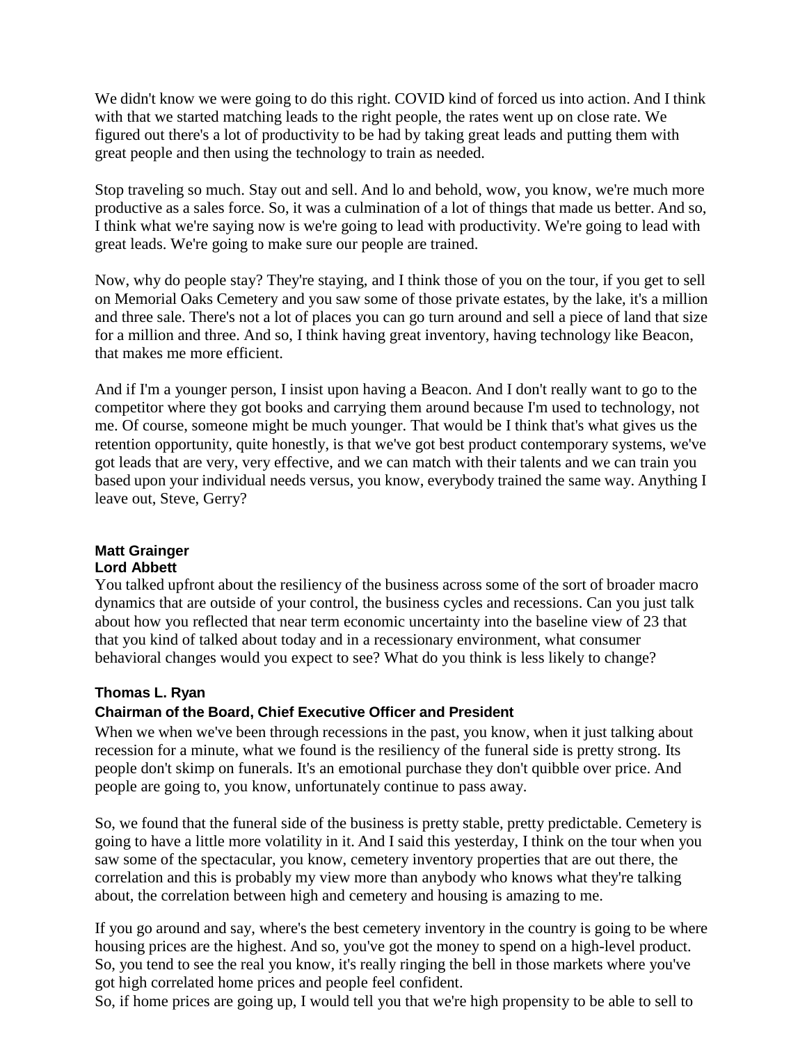We didn't know we were going to do this right. COVID kind of forced us into action. And I think with that we started matching leads to the right people, the rates went up on close rate. We figured out there's a lot of productivity to be had by taking great leads and putting them with great people and then using the technology to train as needed.

Stop traveling so much. Stay out and sell. And lo and behold, wow, you know, we're much more productive as a sales force. So, it was a culmination of a lot of things that made us better. And so, I think what we're saying now is we're going to lead with productivity. We're going to lead with great leads. We're going to make sure our people are trained.

Now, why do people stay? They're staying, and I think those of you on the tour, if you get to sell on Memorial Oaks Cemetery and you saw some of those private estates, by the lake, it's a million and three sale. There's not a lot of places you can go turn around and sell a piece of land that size for a million and three. And so, I think having great inventory, having technology like Beacon, that makes me more efficient.

And if I'm a younger person, I insist upon having a Beacon. And I don't really want to go to the competitor where they got books and carrying them around because I'm used to technology, not me. Of course, someone might be much younger. That would be I think that's what gives us the retention opportunity, quite honestly, is that we've got best product contemporary systems, we've got leads that are very, very effective, and we can match with their talents and we can train you based upon your individual needs versus, you know, everybody trained the same way. Anything I leave out, Steve, Gerry?

**Matt Grainger**
**Lord Abbett**

You talked upfront about the resiliency of the business across some of the sort of broader macro dynamics that are outside of your control, the business cycles and recessions. Can you just talk about how you reflected that near term economic uncertainty into the baseline view of 23 that that you kind of talked about today and in a recessionary environment, what consumer behavioral changes would you expect to see? What do you think is less likely to change?

**Thomas L. Ryan**
**Chairman of the Board, Chief Executive Officer and President**

When we when we've been through recessions in the past, you know, when it just talking about recession for a minute, what we found is the resiliency of the funeral side is pretty strong. Its people don't skimp on funerals. It's an emotional purchase they don't quibble over price. And people are going to, you know, unfortunately continue to pass away.

So, we found that the funeral side of the business is pretty stable, pretty predictable. Cemetery is going to have a little more volatility in it. And I said this yesterday, I think on the tour when you saw some of the spectacular, you know, cemetery inventory properties that are out there, the correlation and this is probably my view more than anybody who knows what they're talking about, the correlation between high and cemetery and housing is amazing to me.

If you go around and say, where's the best cemetery inventory in the country is going to be where housing prices are the highest. And so, you've got the money to spend on a high-level product. So, you tend to see the real you know, it's really ringing the bell in those markets where you've got high correlated home prices and people feel confident.

So, if home prices are going up, I would tell you that we're high propensity to be able to sell to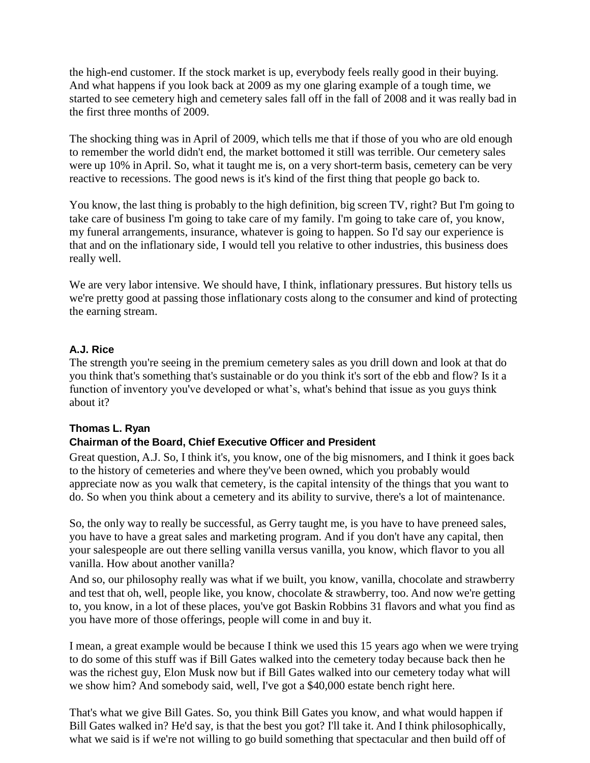the high-end customer. If the stock market is up, everybody feels really good in their buying. And what happens if you look back at 2009 as my one glaring example of a tough time, we started to see cemetery high and cemetery sales fall off in the fall of 2008 and it was really bad in the first three months of 2009.

The shocking thing was in April of 2009, which tells me that if those of you who are old enough to remember the world didn't end, the market bottomed it still was terrible. Our cemetery sales were up 10% in April. So, what it taught me is, on a very short-term basis, cemetery can be very reactive to recessions. The good news is it's kind of the first thing that people go back to.

You know, the last thing is probably to the high definition, big screen TV, right? But I'm going to take care of business I'm going to take care of my family. I'm going to take care of, you know, my funeral arrangements, insurance, whatever is going to happen. So I'd say our experience is that and on the inflationary side, I would tell you relative to other industries, this business does really well.

We are very labor intensive. We should have, I think, inflationary pressures. But history tells us we're pretty good at passing those inflationary costs along to the consumer and kind of protecting the earning stream.

**A.J. Rice**

The strength you're seeing in the premium cemetery sales as you drill down and look at that do you think that's something that's sustainable or do you think it's sort of the ebb and flow? Is it a function of inventory you've developed or what's, what's behind that issue as you guys think about it?

**Thomas L. Ryan**
**Chairman of the Board, Chief Executive Officer and President**

Great question, A.J. So, I think it's, you know, one of the big misnomers, and I think it goes back to the history of cemeteries and where they've been owned, which you probably would appreciate now as you walk that cemetery, is the capital intensity of the things that you want to do. So when you think about a cemetery and its ability to survive, there's a lot of maintenance.

So, the only way to really be successful, as Gerry taught me, is you have to have preneed sales, you have to have a great sales and marketing program. And if you don't have any capital, then your salespeople are out there selling vanilla versus vanilla, you know, which flavor to you all vanilla. How about another vanilla?

And so, our philosophy really was what if we built, you know, vanilla, chocolate and strawberry and test that oh, well, people like, you know, chocolate & strawberry, too. And now we're getting to, you know, in a lot of these places, you've got Baskin Robbins 31 flavors and what you find as you have more of those offerings, people will come in and buy it.

I mean, a great example would be because I think we used this 15 years ago when we were trying to do some of this stuff was if Bill Gates walked into the cemetery today because back then he was the richest guy, Elon Musk now but if Bill Gates walked into our cemetery today what will we show him? And somebody said, well, I've got a $40,000 estate bench right here.

That's what we give Bill Gates. So, you think Bill Gates you know, and what would happen if Bill Gates walked in? He'd say, is that the best you got? I'll take it. And I think philosophically, what we said is if we're not willing to go build something that spectacular and then build off of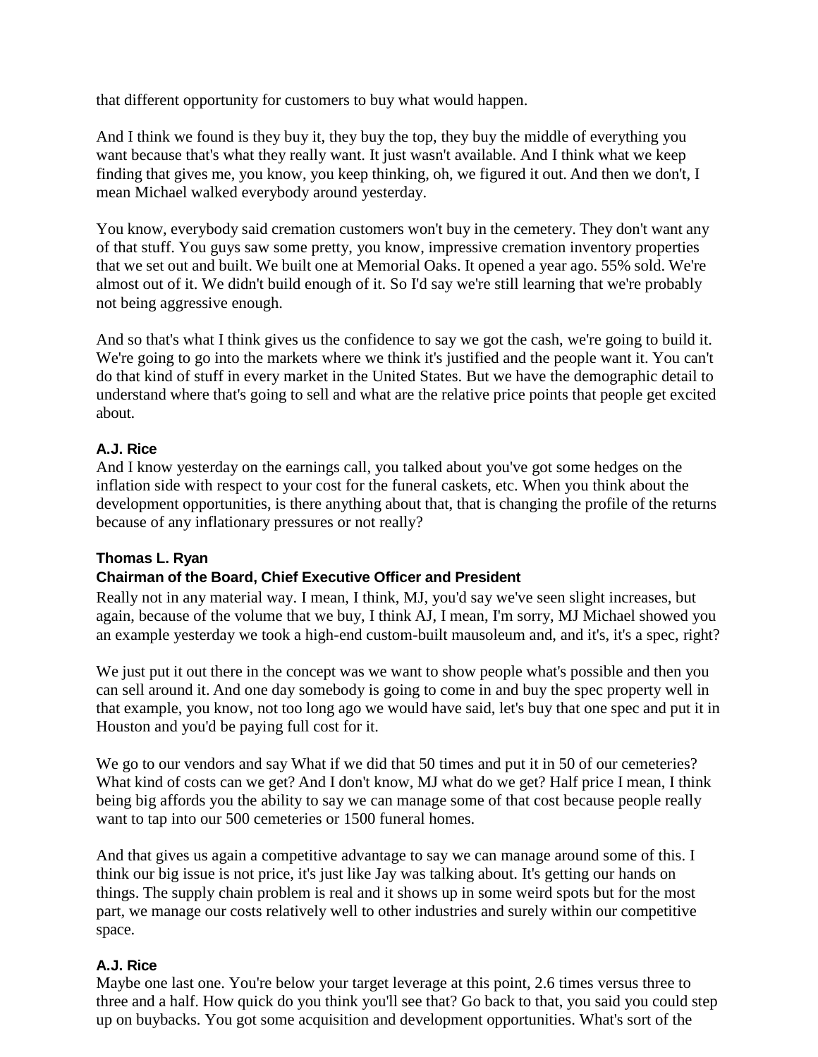that different opportunity for customers to buy what would happen.

And I think we found is they buy it, they buy the top, they buy the middle of everything you want because that's what they really want. It just wasn't available. And I think what we keep finding that gives me, you know, you keep thinking, oh, we figured it out. And then we don't, I mean Michael walked everybody around yesterday.

You know, everybody said cremation customers won't buy in the cemetery. They don't want any of that stuff. You guys saw some pretty, you know, impressive cremation inventory properties that we set out and built. We built one at Memorial Oaks. It opened a year ago. 55% sold. We're almost out of it. We didn't build enough of it. So I'd say we're still learning that we're probably not being aggressive enough.

And so that's what I think gives us the confidence to say we got the cash, we're going to build it. We're going to go into the markets where we think it's justified and the people want it. You can't do that kind of stuff in every market in the United States. But we have the demographic detail to understand where that's going to sell and what are the relative price points that people get excited about.

**A.J. Rice**

And I know yesterday on the earnings call, you talked about you've got some hedges on the inflation side with respect to your cost for the funeral caskets, etc. When you think about the development opportunities, is there anything about that, that is changing the profile of the returns because of any inflationary pressures or not really?

**Thomas L. Ryan**
**Chairman of the Board, Chief Executive Officer and President**

Really not in any material way. I mean, I think, MJ, you'd say we've seen slight increases, but again, because of the volume that we buy, I think AJ, I mean, I'm sorry, MJ Michael showed you an example yesterday we took a high-end custom-built mausoleum and, and it's, it's a spec, right?

We just put it out there in the concept was we want to show people what's possible and then you can sell around it. And one day somebody is going to come in and buy the spec property well in that example, you know, not too long ago we would have said, let's buy that one spec and put it in Houston and you'd be paying full cost for it.

We go to our vendors and say What if we did that 50 times and put it in 50 of our cemeteries? What kind of costs can we get? And I don't know, MJ what do we get? Half price I mean, I think being big affords you the ability to say we can manage some of that cost because people really want to tap into our 500 cemeteries or 1500 funeral homes.

And that gives us again a competitive advantage to say we can manage around some of this. I think our big issue is not price, it's just like Jay was talking about. It's getting our hands on things. The supply chain problem is real and it shows up in some weird spots but for the most part, we manage our costs relatively well to other industries and surely within our competitive space.

**A.J. Rice**

Maybe one last one. You're below your target leverage at this point, 2.6 times versus three to three and a half. How quick do you think you'll see that? Go back to that, you said you could step up on buybacks. You got some acquisition and development opportunities. What's sort of the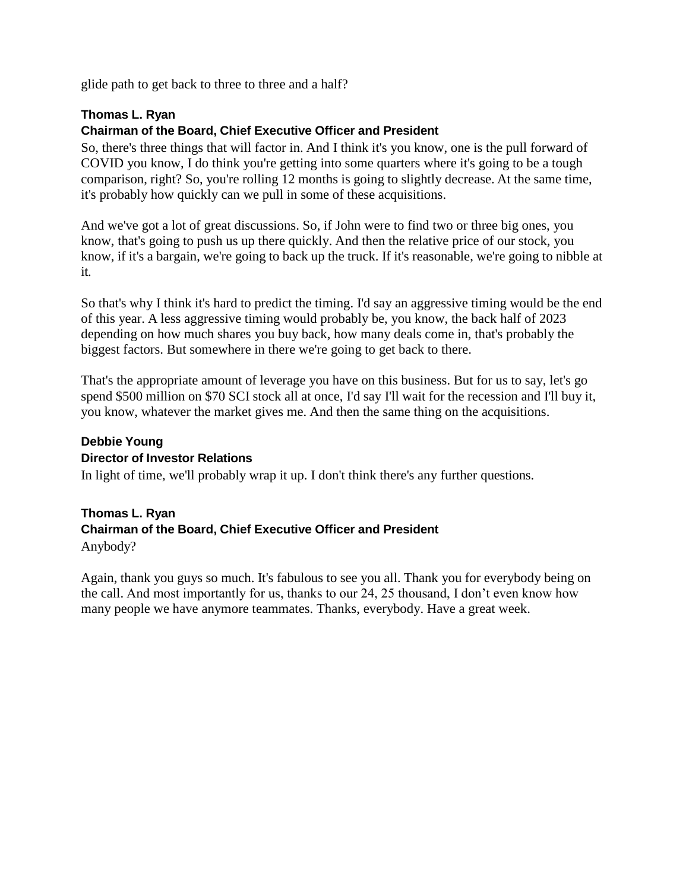glide path to get back to three to three and a half?

**Thomas L. Ryan**
**Chairman of the Board, Chief Executive Officer and President**

So, there's three things that will factor in. And I think it's you know, one is the pull forward of COVID you know, I do think you're getting into some quarters where it's going to be a tough comparison, right? So, you're rolling 12 months is going to slightly decrease. At the same time, it's probably how quickly can we pull in some of these acquisitions.

And we've got a lot of great discussions. So, if John were to find two or three big ones, you know, that's going to push us up there quickly. And then the relative price of our stock, you know, if it's a bargain, we're going to back up the truck. If it's reasonable, we're going to nibble at it.

So that's why I think it's hard to predict the timing. I'd say an aggressive timing would be the end of this year. A less aggressive timing would probably be, you know, the back half of 2023 depending on how much shares you buy back, how many deals come in, that's probably the biggest factors. But somewhere in there we're going to get back to there.

That's the appropriate amount of leverage you have on this business. But for us to say, let's go spend $500 million on $70 SCI stock all at once, I'd say I'll wait for the recession and I'll buy it, you know, whatever the market gives me. And then the same thing on the acquisitions.

**Debbie Young**
**Director of Investor Relations**

In light of time, we'll probably wrap it up. I don't think there's any further questions.

**Thomas L. Ryan**
**Chairman of the Board, Chief Executive Officer and President**

Anybody?

Again, thank you guys so much. It's fabulous to see you all. Thank you for everybody being on the call. And most importantly for us, thanks to our 24, 25 thousand, I don't even know how many people we have anymore teammates. Thanks, everybody. Have a great week.